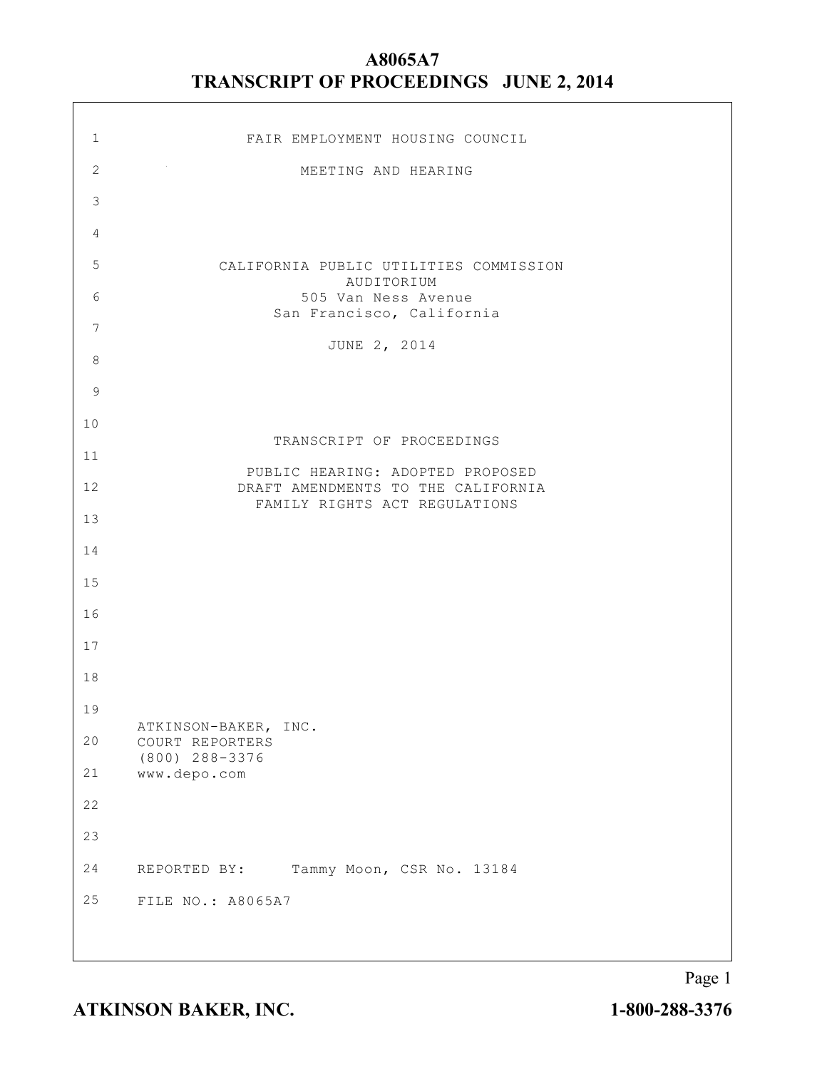# FAIR EMPLOYMENT HOUSING COUNCIL

## MEETING AND HEARING

CALIFORNIA PUBLIC UTILITIES COMMISSION AUDITORIUM
505 Van Ness Avenue
San Francisco, California

JUNE 2, 2014

## TRANSCRIPT OF PROCEEDINGS

PUBLIC HEARING: ADOPTED PROPOSED DRAFT AMENDMENTS TO THE CALIFORNIA FAMILY RIGHTS ACT REGULATIONS

ATKINSON-BAKER, INC.
COURT REPORTERS
(800) 288-3376
www.depo.com

REPORTED BY: Tammy Moon, CSR No. 13184

FILE NO.: A8065A7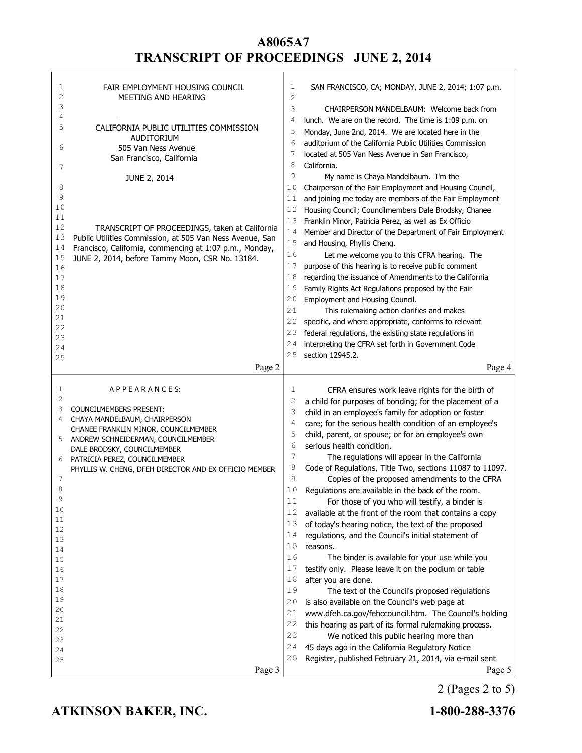FAIR EMPLOYMENT HOUSING COUNCIL
MEETING AND HEARING

CALIFORNIA PUBLIC UTILITIES COMMISSION
AUDITORIUM
505 Van Ness Avenue
San Francisco, California

JUNE 2, 2014

TRANSCRIPT OF PROCEEDINGS, taken at California Public Utilities Commission, at 505 Van Ness Avenue, San Francisco, California, commencing at 1:07 p.m., Monday, JUNE 2, 2014, before Tammy Moon, CSR No. 13184.

A P P E A R A N C E S:

COUNCILMEMBERS PRESENT:
CHAYA MANDELBAUM, CHAIRPERSON
CHANEE FRANKLIN MINOR, COUNCILMEMBER
ANDREW SCHNEIDERMAN, COUNCILMEMBER
DALE BRODSKY, COUNCILMEMBER
PATRICIA PEREZ, COUNCILMEMBER
PHYLLIS W. CHENG, DFEH DIRECTOR AND EX OFFICIO MEMBER

SAN FRANCISCO, CA; MONDAY, JUNE 2, 2014; 1:07 p.m.

CHAIRPERSON MANDELBAUM: Welcome back from lunch. We are on the record. The time is 1:09 p.m. on Monday, June 2nd, 2014. We are located here in the auditorium of the California Public Utilities Commission located at 505 Van Ness Avenue in San Francisco, California.

My name is Chaya Mandelbaum. I'm the Chairperson of the Fair Employment and Housing Council, and joining me today are members of the Fair Employment Housing Council; Councilmembers Dale Brodsky, Chanee Franklin Minor, Patricia Perez, as well as Ex Officio Member and Director of the Department of Fair Employment and Housing, Phyllis Cheng.

Let me welcome you to this CFRA hearing. The purpose of this hearing is to receive public comment regarding the issuance of Amendments to the California Family Rights Act Regulations proposed by the Fair Employment and Housing Council.

This rulemaking action clarifies and makes specific, and where appropriate, conforms to relevant federal regulations, the existing state regulations in interpreting the CFRA set forth in Government Code section 12945.2.

CFRA ensures work leave rights for the birth of a child for purposes of bonding; for the placement of a child in an employee's family for adoption or foster care; for the serious health condition of an employee's child, parent, or spouse; or for an employee's own serious health condition.

The regulations will appear in the California Code of Regulations, Title Two, sections 11087 to 11097.

Copies of the proposed amendments to the CFRA Regulations are available in the back of the room.

For those of you who will testify, a binder is available at the front of the room that contains a copy of today's hearing notice, the text of the proposed regulations, and the Council's initial statement of reasons.

The binder is available for your use while you testify only. Please leave it on the podium or table after you are done.

The text of the Council's proposed regulations is also available on the Council's web page at www.dfeh.ca.gov/fehccouncil.htm. The Council's holding this hearing as part of its formal rulemaking process.

We noticed this public hearing more than 45 days ago in the California Regulatory Notice Register, published February 21, 2014, via e-mail sent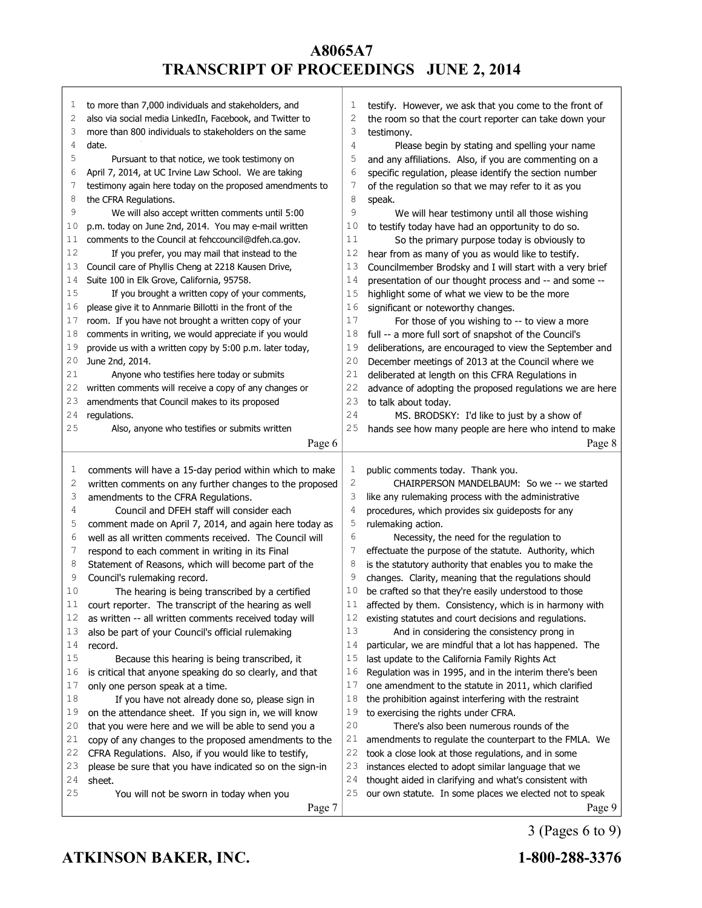to more than 7,000 individuals and stakeholders, and also via social media LinkedIn, Facebook, and Twitter to more than 800 individuals to stakeholders on the same date.

Pursuant to that notice, we took testimony on April 7, 2014, at UC Irvine Law School. We are taking testimony again here today on the proposed amendments to the CFRA Regulations.

We will also accept written comments until 5:00 p.m. today on June 2nd, 2014. You may e-mail written comments to the Council at fehccouncil@dfeh.ca.gov.

If you prefer, you may mail that instead to the Council care of Phyllis Cheng at 2218 Kausen Drive, Suite 100 in Elk Grove, California, 95758.

If you brought a written copy of your comments, please give it to Annmarie Billotti in the front of the room. If you have not brought a written copy of your comments in writing, we would appreciate if you would provide us with a written copy by 5:00 p.m. later today, June 2nd, 2014.

Anyone who testifies here today or submits written comments will receive a copy of any changes or amendments that Council makes to its proposed regulations.

Also, anyone who testifies or submits written comments will have a 15-day period within which to make written comments on any further changes to the proposed amendments to the CFRA Regulations.

Council and DFEH staff will consider each comment made on April 7, 2014, and again here today as well as all written comments received. The Council will respond to each comment in writing in its Final Statement of Reasons, which will become part of the Council's rulemaking record.

The hearing is being transcribed by a certified court reporter. The transcript of the hearing as well as written -- all written comments received today will also be part of your Council's official rulemaking record.

Because this hearing is being transcribed, it is critical that anyone speaking do so clearly, and that only one person speak at a time.

If you have not already done so, please sign in on the attendance sheet. If you sign in, we will know that you were here and we will be able to send you a copy of any changes to the proposed amendments to the CFRA Regulations. Also, if you would like to testify, please be sure that you have indicated so on the sign-in sheet.

You will not be sworn in today when you testify. However, we ask that you come to the front of the room so that the court reporter can take down your testimony.

Please begin by stating and spelling your name and any affiliations. Also, if you are commenting on a specific regulation, please identify the section number of the regulation so that we may refer to it as you speak.

We will hear testimony until all those wishing to testify today have had an opportunity to do so.

So the primary purpose today is obviously to hear from as many of you as would like to testify. Councilmember Brodsky and I will start with a very brief presentation of our thought process and -- and some -- highlight some of what we view to be the more significant or noteworthy changes.

For those of you wishing to -- to view a more full -- a more full sort of snapshot of the Council's deliberations, are encouraged to view the September and December meetings of 2013 at the Council where we deliberated at length on this CFRA Regulations in advance of adopting the proposed regulations we are here to talk about today.

MS. BRODSKY: I'd like to just by a show of hands see how many people are here who intend to make public comments today. Thank you.

CHAIRPERSON MANDELBAUM: So we -- we started like any rulemaking process with the administrative procedures, which provides six guideposts for any rulemaking action.

Necessity, the need for the regulation to effectuate the purpose of the statute. Authority, which is the statutory authority that enables you to make the changes. Clarity, meaning that the regulations should be crafted so that they're easily understood to those affected by them. Consistency, which is in harmony with existing statutes and court decisions and regulations.

And in considering the consistency prong in particular, we are mindful that a lot has happened. The last update to the California Family Rights Act Regulation was in 1995, and in the interim there's been one amendment to the statute in 2011, which clarified the prohibition against interfering with the restraint to exercising the rights under CFRA.

There's also been numerous rounds of the amendments to regulate the counterpart to the FMLA. We took a close look at those regulations, and in some instances elected to adopt similar language that we thought aided in clarifying and what's consistent with our own statute. In some places we elected not to speak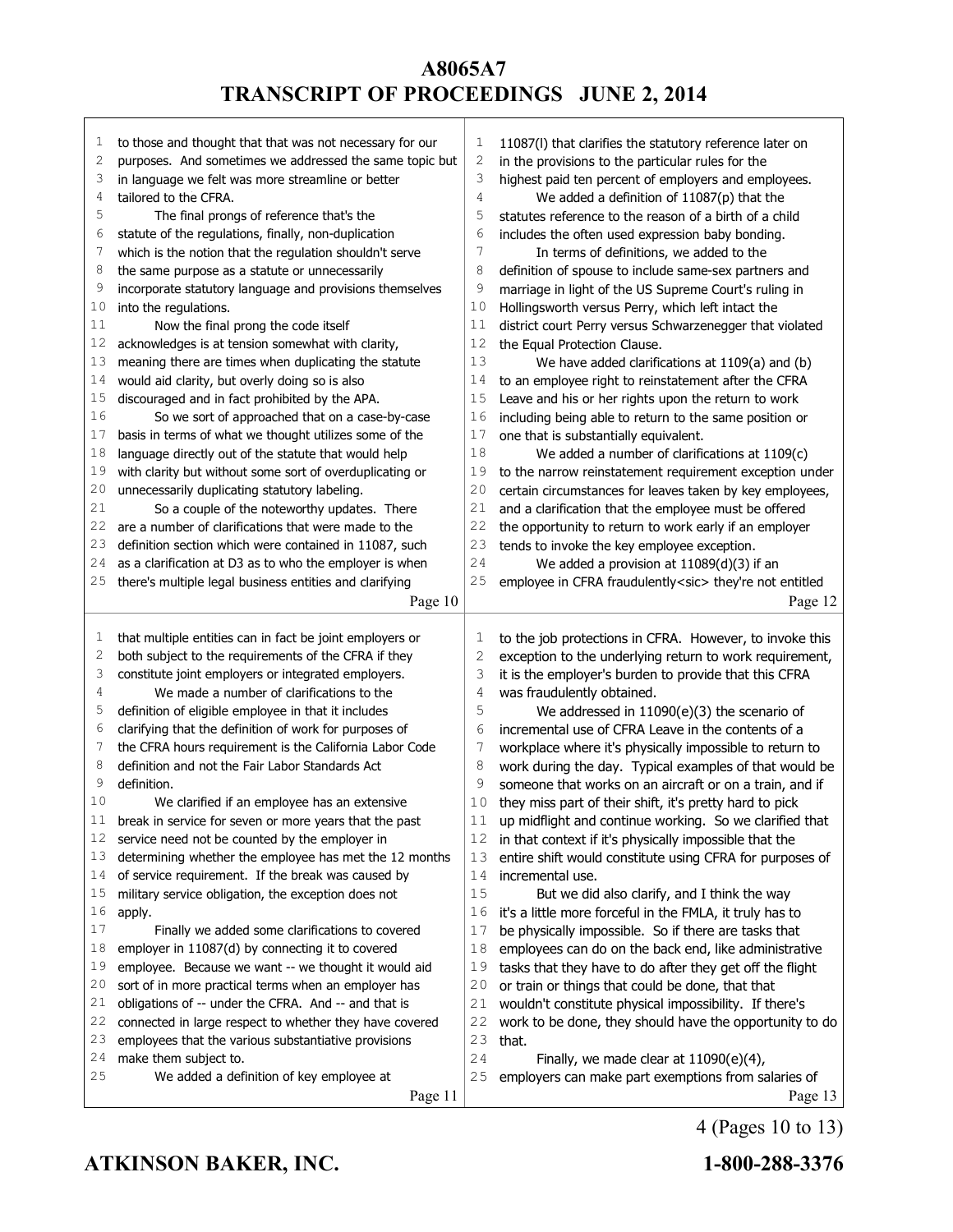to those and thought that that was not necessary for our purposes. And sometimes we addressed the same topic but in language we felt was more streamline or better tailored to the CFRA.

The final prongs of reference that's the statute of the regulations, finally, non-duplication which is the notion that the regulation shouldn't serve the same purpose as a statute or unnecessarily incorporate statutory language and provisions themselves into the regulations.

Now the final prong the code itself acknowledges is at tension somewhat with clarity, meaning there are times when duplicating the statute would aid clarity, but overly doing so is also discouraged and in fact prohibited by the APA.

So we sort of approached that on a case-by-case basis in terms of what we thought utilizes some of the language directly out of the statute that would help with clarity but without some sort of overduplicating or unnecessarily duplicating statutory labeling.

So a couple of the noteworthy updates. There are a number of clarifications that were made to the definition section which were contained in 11087, such as a clarification at D3 as to who the employer is when there's multiple legal business entities and clarifying that multiple entities can in fact be joint employers or both subject to the requirements of the CFRA if they constitute joint employers or integrated employers.

We made a number of clarifications to the definition of eligible employee in that it includes clarifying that the definition of work for purposes of the CFRA hours requirement is the California Labor Code definition and not the Fair Labor Standards Act definition.

We clarified if an employee has an extensive break in service for seven or more years that the past service need not be counted by the employer in determining whether the employee has met the 12 months of service requirement. If the break was caused by military service obligation, the exception does not apply.

Finally we added some clarifications to covered employer in 11087(d) by connecting it to covered employee. Because we want -- we thought it would aid sort of in more practical terms when an employer has obligations of -- under the CFRA. And -- and that is connected in large respect to whether they have covered employees that the various substantiative provisions make them subject to.

We added a definition of key employee at 11087(l) that clarifies the statutory reference later on in the provisions to the particular rules for the highest paid ten percent of employers and employees.

We added a definition of 11087(p) that the statutes reference to the reason of a birth of a child includes the often used expression baby bonding.

In terms of definitions, we added to the definition of spouse to include same-sex partners and marriage in light of the US Supreme Court's ruling in Hollingsworth versus Perry, which left intact the district court Perry versus Schwarzenegger that violated the Equal Protection Clause.

We have added clarifications at 1109(a) and (b) to an employee right to reinstatement after the CFRA Leave and his or her rights upon the return to work including being able to return to the same position or one that is substantially equivalent.

We added a number of clarifications at 1109(c) to the narrow reinstatement requirement exception under certain circumstances for leaves taken by key employees, and a clarification that the employee must be offered the opportunity to return to work early if an employer tends to invoke the key employee exception.

We added a provision at 11089(d)(3) if an employee in CFRA fraudulently<sic> they're not entitled to the job protections in CFRA. However, to invoke this exception to the underlying return to work requirement, it is the employer's burden to provide that this CFRA was fraudulently obtained.

We addressed in 11090(e)(3) the scenario of incremental use of CFRA Leave in the contents of a workplace where it's physically impossible to return to work during the day. Typical examples of that would be someone that works on an aircraft or on a train, and if they miss part of their shift, it's pretty hard to pick up midflight and continue working. So we clarified that in that context if it's physically impossible that the entire shift would constitute using CFRA for purposes of incremental use.

But we did also clarify, and I think the way it's a little more forceful in the FMLA, it truly has to be physically impossible. So if there are tasks that employees can do on the back end, like administrative tasks that they have to do after they get off the flight or train or things that could be done, that that wouldn't constitute physical impossibility. If there's work to be done, they should have the opportunity to do that.

Finally, we made clear at 11090(e)(4), employers can make part exemptions from salaries of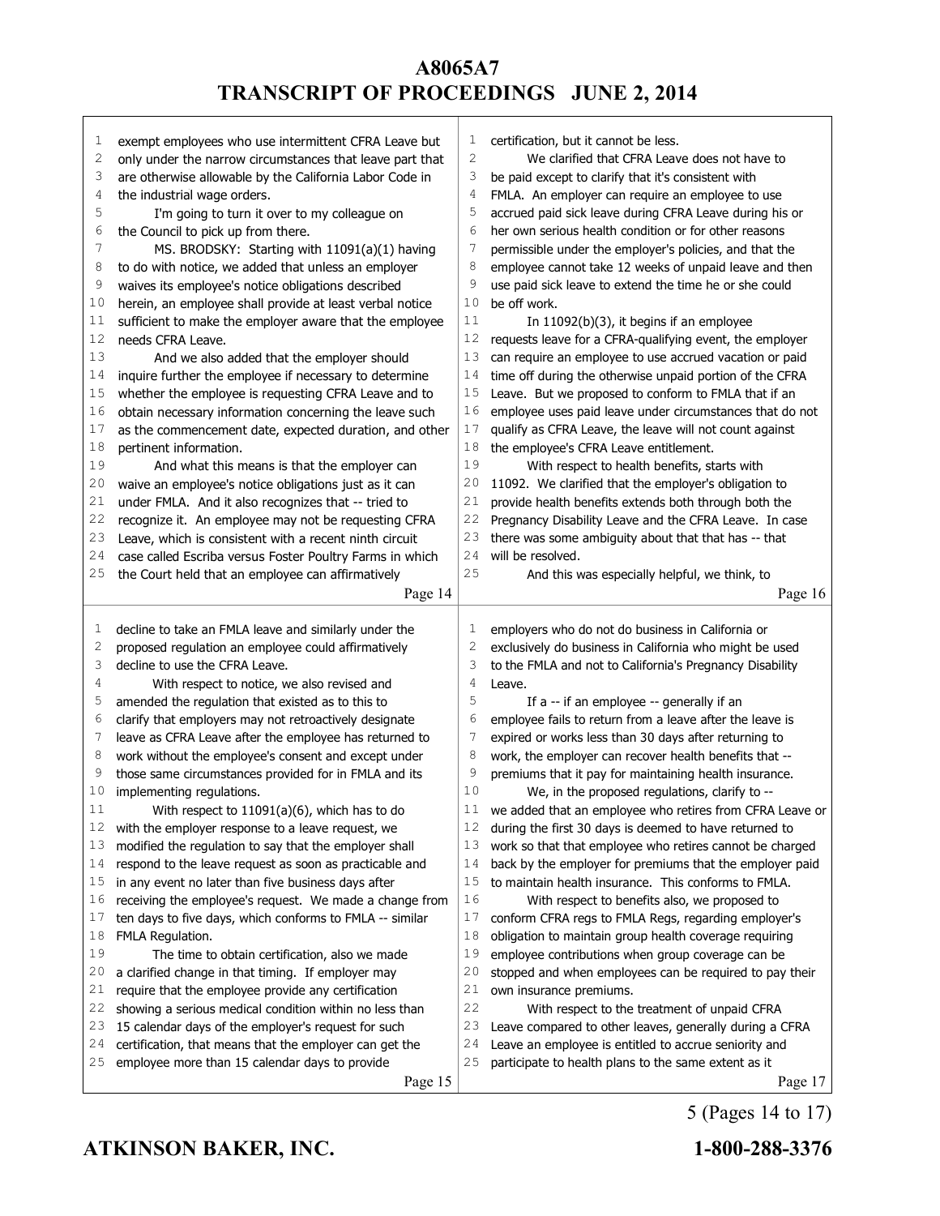exempt employees who use intermittent CFRA Leave but only under the narrow circumstances that leave part that are otherwise allowable by the California Labor Code in the industrial wage orders.

I'm going to turn it over to my colleague on the Council to pick up from there.

MS. BRODSKY: Starting with 11091(a)(1) having to do with notice, we added that unless an employer waives its employee's notice obligations described herein, an employee shall provide at least verbal notice sufficient to make the employer aware that the employee needs CFRA Leave.

And we also added that the employer should inquire further the employee if necessary to determine whether the employee is requesting CFRA Leave and to obtain necessary information concerning the leave such as the commencement date, expected duration, and other pertinent information.

And what this means is that the employer can waive an employee's notice obligations just as it can under FMLA. And it also recognizes that -- tried to recognize it. An employee may not be requesting CFRA Leave, which is consistent with a recent ninth circuit case called Escriba versus Foster Poultry Farms in which the Court held that an employee can affirmatively decline to take an FMLA leave and similarly under the proposed regulation an employee could affirmatively decline to use the CFRA Leave.

With respect to notice, we also revised and amended the regulation that existed as to this to clarify that employers may not retroactively designate leave as CFRA Leave after the employee has returned to work without the employee's consent and except under those same circumstances provided for in FMLA and its implementing regulations.

With respect to 11091(a)(6), which has to do with the employer response to a leave request, we modified the regulation to say that the employer shall respond to the leave request as soon as practicable and in any event no later than five business days after receiving the employee's request. We made a change from ten days to five days, which conforms to FMLA -- similar FMLA Regulation.

The time to obtain certification, also we made a clarified change in that timing. If employer may require that the employee provide any certification showing a serious medical condition within no less than 15 calendar days of the employer's request for such certification, that means that the employer can get the employee more than 15 calendar days to provide certification, but it cannot be less.

We clarified that CFRA Leave does not have to be paid except to clarify that it's consistent with FMLA. An employer can require an employee to use accrued paid sick leave during CFRA Leave during his or her own serious health condition or for other reasons permissible under the employer's policies, and that the employee cannot take 12 weeks of unpaid leave and then use paid sick leave to extend the time he or she could be off work.

In 11092(b)(3), it begins if an employee requests leave for a CFRA-qualifying event, the employer can require an employee to use accrued vacation or paid time off during the otherwise unpaid portion of the CFRA Leave. But we proposed to conform to FMLA that if an employee uses paid leave under circumstances that do not qualify as CFRA Leave, the leave will not count against the employee's CFRA Leave entitlement.

With respect to health benefits, starts with 11092. We clarified that the employer's obligation to provide health benefits extends both through both the Pregnancy Disability Leave and the CFRA Leave. In case there was some ambiguity about that that has -- that will be resolved.

And this was especially helpful, we think, to employers who do not do business in California or exclusively do business in California who might be used to the FMLA and not to California's Pregnancy Disability Leave.

If a -- if an employee -- generally if an employee fails to return from a leave after the leave is expired or works less than 30 days after returning to work, the employer can recover health benefits that -- premiums that it pay for maintaining health insurance.

We, in the proposed regulations, clarify to -- we added that an employee who retires from CFRA Leave or during the first 30 days is deemed to have returned to work so that that employee who retires cannot be charged back by the employer for premiums that the employer paid to maintain health insurance. This conforms to FMLA.

With respect to benefits also, we proposed to conform CFRA regs to FMLA Regs, regarding employer's obligation to maintain group health coverage requiring employee contributions when group coverage can be stopped and when employees can be required to pay their own insurance premiums.

With respect to the treatment of unpaid CFRA Leave compared to other leaves, generally during a CFRA Leave an employee is entitled to accrue seniority and participate to health plans to the same extent as it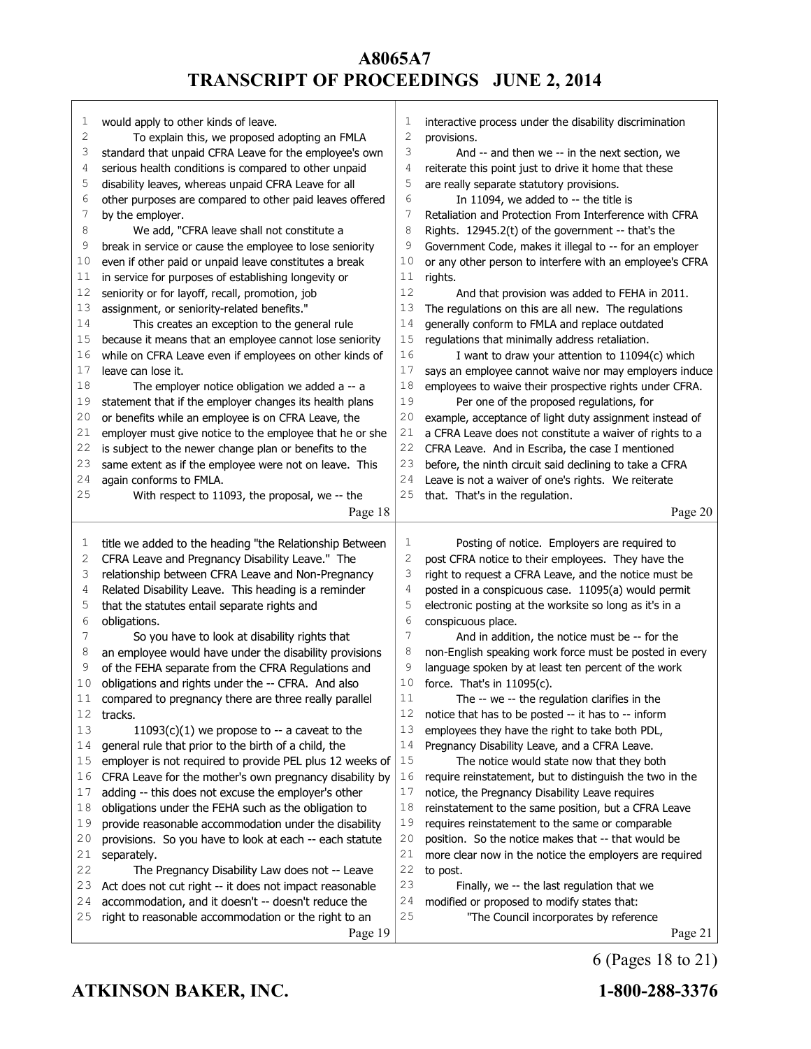would apply to other kinds of leave.

To explain this, we proposed adopting an FMLA standard that unpaid CFRA Leave for the employee's own serious health conditions is compared to other unpaid disability leaves, whereas unpaid CFRA Leave for all other purposes are compared to other paid leaves offered by the employer.

We add, "CFRA leave shall not constitute a break in service or cause the employee to lose seniority even if other paid or unpaid leave constitutes a break in service for purposes of establishing longevity or seniority or for layoff, recall, promotion, job assignment, or seniority-related benefits."

This creates an exception to the general rule because it means that an employee cannot lose seniority while on CFRA Leave even if employees on other kinds of leave can lose it.

The employer notice obligation we added a -- a statement that if the employer changes its health plans or benefits while an employee is on CFRA Leave, the employer must give notice to the employee that he or she is subject to the newer change plan or benefits to the same extent as if the employee were not on leave. This again conforms to FMLA.

With respect to 11093, the proposal, we -- the title we added to the heading "the Relationship Between CFRA Leave and Pregnancy Disability Leave." The relationship between CFRA Leave and Non-Pregnancy Related Disability Leave. This heading is a reminder that the statutes entail separate rights and obligations.

So you have to look at disability rights that an employee would have under the disability provisions of the FEHA separate from the CFRA Regulations and obligations and rights under the -- CFRA. And also compared to pregnancy there are three really parallel tracks.

11093(c)(1) we propose to -- a caveat to the general rule that prior to the birth of a child, the employer is not required to provide PEL plus 12 weeks of CFRA Leave for the mother's own pregnancy disability by adding -- this does not excuse the employer's other obligations under the FEHA such as the obligation to provide reasonable accommodation under the disability provisions. So you have to look at each -- each statute separately.

The Pregnancy Disability Law does not -- Leave Act does not cut right -- it does not impact reasonable accommodation, and it doesn't -- doesn't reduce the right to reasonable accommodation or the right to an interactive process under the disability discrimination provisions.

And -- and then we -- in the next section, we reiterate this point just to drive it home that these are really separate statutory provisions.

In 11094, we added to -- the title is Retaliation and Protection From Interference with CFRA Rights. 12945.2(t) of the government -- that's the Government Code, makes it illegal to -- for an employer or any other person to interfere with an employee's CFRA rights.

And that provision was added to FEHA in 2011. The regulations on this are all new. The regulations generally conform to FMLA and replace outdated regulations that minimally address retaliation.

I want to draw your attention to 11094(c) which says an employee cannot waive nor may employers induce employees to waive their prospective rights under CFRA.

Per one of the proposed regulations, for example, acceptance of light duty assignment instead of a CFRA Leave does not constitute a waiver of rights to a CFRA Leave. And in Escriba, the case I mentioned before, the ninth circuit said declining to take a CFRA Leave is not a waiver of one's rights. We reiterate that. That's in the regulation.

Posting of notice. Employers are required to post CFRA notice to their employees. They have the right to request a CFRA Leave, and the notice must be posted in a conspicuous case. 11095(a) would permit electronic posting at the worksite so long as it's in a conspicuous place.

And in addition, the notice must be -- for the non-English speaking work force must be posted in every language spoken by at least ten percent of the work force. That's in 11095(c).

The -- we -- the regulation clarifies in the notice that has to be posted -- it has to -- inform employees they have the right to take both PDL, Pregnancy Disability Leave, and a CFRA Leave.

The notice would state now that they both require reinstatement, but to distinguish the two in the notice, the Pregnancy Disability Leave requires reinstatement to the same position, but a CFRA Leave requires reinstatement to the same or comparable position. So the notice makes that -- that would be more clear now in the notice the employers are required to post.

Finally, we -- the last regulation that we modified or proposed to modify states that:

"The Council incorporates by reference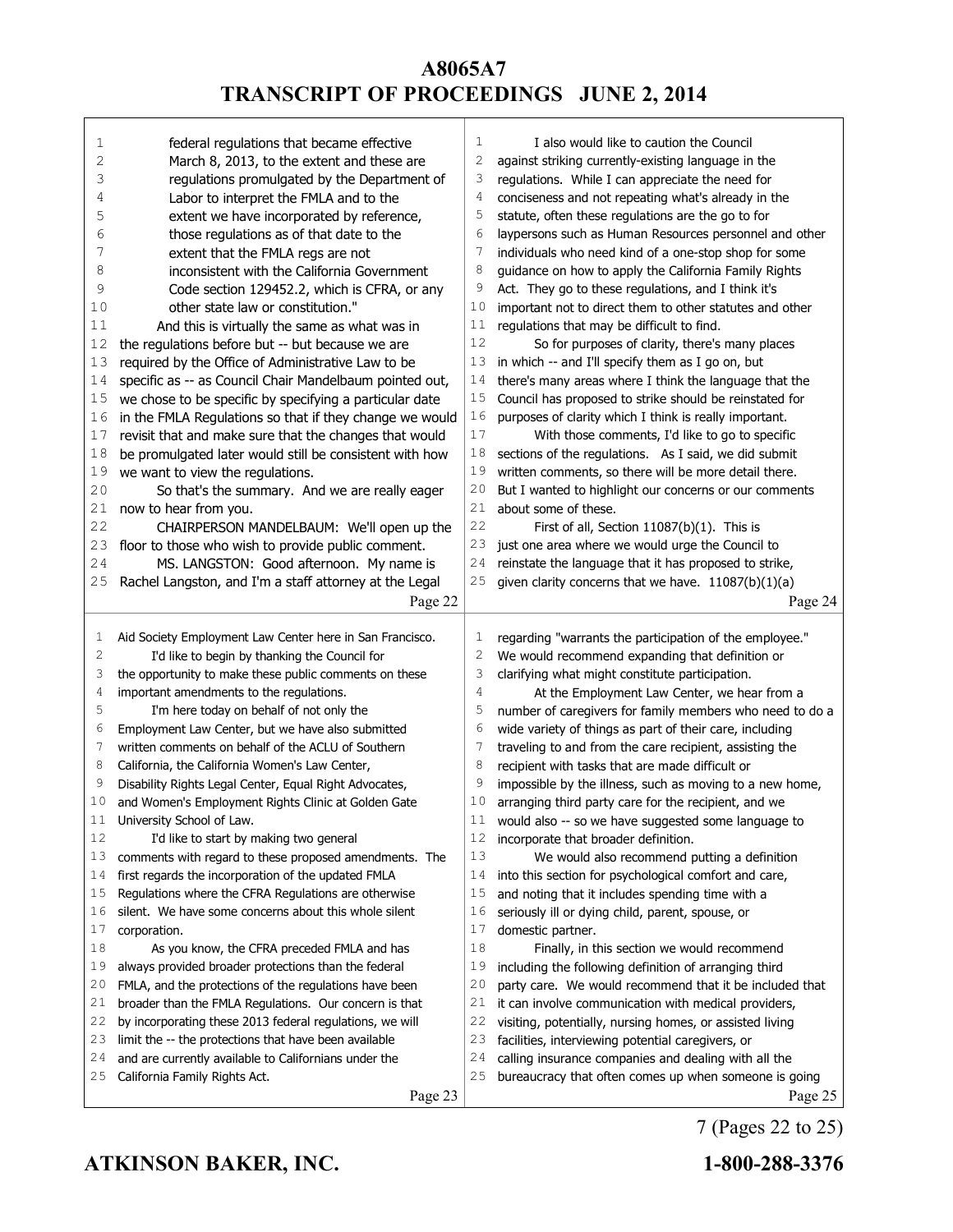federal regulations that became effective March 8, 2013, to the extent and these are regulations promulgated by the Department of Labor to interpret the FMLA and to the extent we have incorporated by reference, those regulations as of that date to the extent that the FMLA regs are not inconsistent with the California Government Code section 129452.2, which is CFRA, or any other state law or constitution."

And this is virtually the same as what was in the regulations before but -- but because we are required by the Office of Administrative Law to be specific as -- as Council Chair Mandelbaum pointed out, we chose to be specific by specifying a particular date in the FMLA Regulations so that if they change we would revisit that and make sure that the changes that would be promulgated later would still be consistent with how we want to view the regulations.

So that's the summary. And we are really eager now to hear from you.

CHAIRPERSON MANDELBAUM: We'll open up the floor to those who wish to provide public comment.

MS. LANGSTON: Good afternoon. My name is Rachel Langston, and I'm a staff attorney at the Legal Aid Society Employment Law Center here in San Francisco.

I'd like to begin by thanking the Council for the opportunity to make these public comments on these important amendments to the regulations.

I'm here today on behalf of not only the Employment Law Center, but we have also submitted written comments on behalf of the ACLU of Southern California, the California Women's Law Center, Disability Rights Legal Center, Equal Right Advocates, and Women's Employment Rights Clinic at Golden Gate University School of Law.

I'd like to start by making two general comments with regard to these proposed amendments. The first regards the incorporation of the updated FMLA Regulations where the CFRA Regulations are otherwise silent. We have some concerns about this whole silent corporation.

As you know, the CFRA preceded FMLA and has always provided broader protections than the federal FMLA, and the protections of the regulations have been broader than the FMLA Regulations. Our concern is that by incorporating these 2013 federal regulations, we will limit the -- the protections that have been available and are currently available to Californians under the California Family Rights Act.

I also would like to caution the Council against striking currently-existing language in the regulations. While I can appreciate the need for conciseness and not repeating what's already in the statute, often these regulations are the go to for laypersons such as Human Resources personnel and other individuals who need kind of a one-stop shop for some guidance on how to apply the California Family Rights Act. They go to these regulations, and I think it's important not to direct them to other statutes and other regulations that may be difficult to find.

So for purposes of clarity, there's many places in which -- and I'll specify them as I go on, but there's many areas where I think the language that the Council has proposed to strike should be reinstated for purposes of clarity which I think is really important.

With those comments, I'd like to go to specific sections of the regulations. As I said, we did submit written comments, so there will be more detail there. But I wanted to highlight our concerns or our comments about some of these.

First of all, Section 11087(b)(1). This is just one area where we would urge the Council to reinstate the language that it has proposed to strike, given clarity concerns that we have. 11087(b)(1)(a) regarding "warrants the participation of the employee." We would recommend expanding that definition or clarifying what might constitute participation.

At the Employment Law Center, we hear from a number of caregivers for family members who need to do a wide variety of things as part of their care, including traveling to and from the care recipient, assisting the recipient with tasks that are made difficult or impossible by the illness, such as moving to a new home, arranging third party care for the recipient, and we would also -- so we have suggested some language to incorporate that broader definition.

We would also recommend putting a definition into this section for psychological comfort and care, and noting that it includes spending time with a seriously ill or dying child, parent, spouse, or domestic partner.

Finally, in this section we would recommend including the following definition of arranging third party care. We would recommend that it be included that it can involve communication with medical providers, visiting, potentially, nursing homes, or assisted living facilities, interviewing potential caregivers, or calling insurance companies and dealing with all the bureaucracy that often comes up when someone is going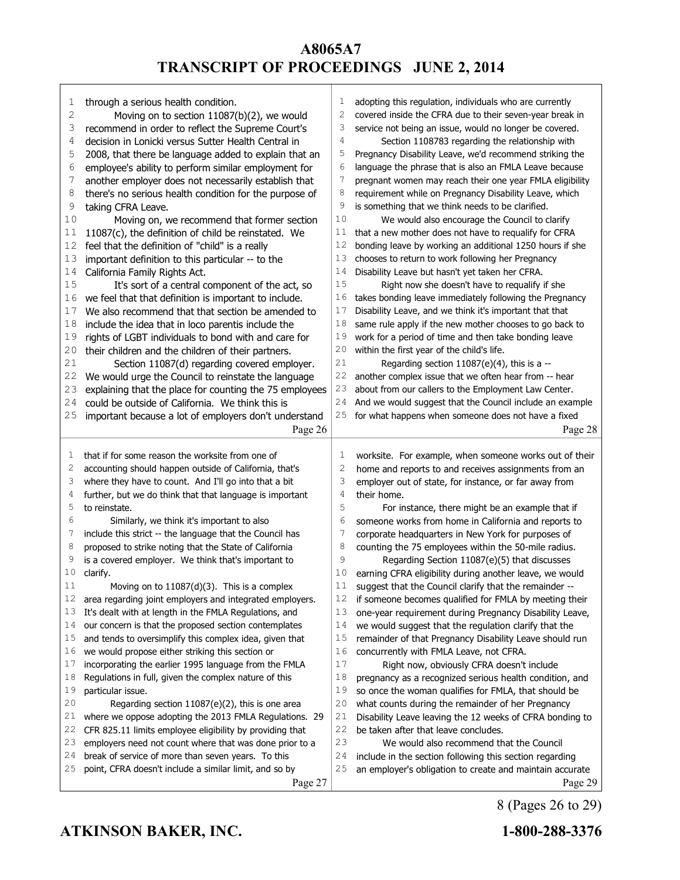through a serious health condition.

Moving on to section 11087(b)(2), we would recommend in order to reflect the Supreme Court's decision in Lonicki versus Sutter Health Central in 2008, that there be language added to explain that an employee's ability to perform similar employment for another employer does not necessarily establish that there's no serious health condition for the purpose of taking CFRA Leave.

Moving on, we recommend that former section 11087(c), the definition of child be reinstated. We feel that the definition of "child" is a really important definition to this particular -- to the California Family Rights Act.

It's sort of a central component of the act, so we feel that that definition is important to include. We also recommend that that section be amended to include the idea that in loco parentis include the rights of LGBT individuals to bond with and care for their children and the children of their partners.

Section 11087(d) regarding covered employer. We would urge the Council to reinstate the language explaining that the place for counting the 75 employees could be outside of California. We think this is important because a lot of employers don't understand that if for some reason the worksite from one of accounting should happen outside of California, that's where they have to count. And I'll go into that a bit further, but we do think that that language is important to reinstate.

Similarly, we think it's important to also include this strict -- the language that the Council has proposed to strike noting that the State of California is a covered employer. We think that's important to clarify.

Moving on to 11087(d)(3). This is a complex area regarding joint employers and integrated employers. It's dealt with at length in the FMLA Regulations, and our concern is that the proposed section contemplates and tends to oversimplify this complex idea, given that we would propose either striking this section or incorporating the earlier 1995 language from the FMLA Regulations in full, given the complex nature of this particular issue.

Regarding section 11087(e)(2), this is one area where we oppose adopting the 2013 FMLA Regulations. 29 CFR 825.11 limits employee eligibility by providing that employers need not count where that was done prior to a break of service of more than seven years. To this point, CFRA doesn't include a similar limit, and so by adopting this regulation, individuals who are currently covered inside the CFRA due to their seven-year break in service not being an issue, would no longer be covered.

Section 1108783 regarding the relationship with Pregnancy Disability Leave, we'd recommend striking the language the phrase that is also an FMLA Leave because pregnant women may reach their one year FMLA eligibility requirement while on Pregnancy Disability Leave, which is something that we think needs to be clarified.

We would also encourage the Council to clarify that a new mother does not have to requalify for CFRA bonding leave by working an additional 1250 hours if she chooses to return to work following her Pregnancy Disability Leave but hasn't yet taken her CFRA.

Right now she doesn't have to requalify if she takes bonding leave immediately following the Pregnancy Disability Leave, and we think it's important that that same rule apply if the new mother chooses to go back to work for a period of time and then take bonding leave within the first year of the child's life.

Regarding section 11087(e)(4), this is a -- another complex issue that we often hear from -- hear about from our callers to the Employment Law Center. And we would suggest that the Council include an example for what happens when someone does not have a fixed worksite. For example, when someone works out of their home and reports to and receives assignments from an employer out of state, for instance, or far away from their home.

For instance, there might be an example that if someone works from home in California and reports to corporate headquarters in New York for purposes of counting the 75 employees within the 50-mile radius.

Regarding Section 11087(e)(5) that discusses earning CFRA eligibility during another leave, we would suggest that the Council clarify that the remainder -- if someone becomes qualified for FMLA by meeting their one-year requirement during Pregnancy Disability Leave, we would suggest that the regulation clarify that the remainder of that Pregnancy Disability Leave should run concurrently with FMLA Leave, not CFRA.

Right now, obviously CFRA doesn't include pregnancy as a recognized serious health condition, and so once the woman qualifies for FMLA, that should be what counts during the remainder of her Pregnancy Disability Leave leaving the 12 weeks of CFRA bonding to be taken after that leave concludes.

We would also recommend that the Council include in the section following this section regarding an employer's obligation to create and maintain accurate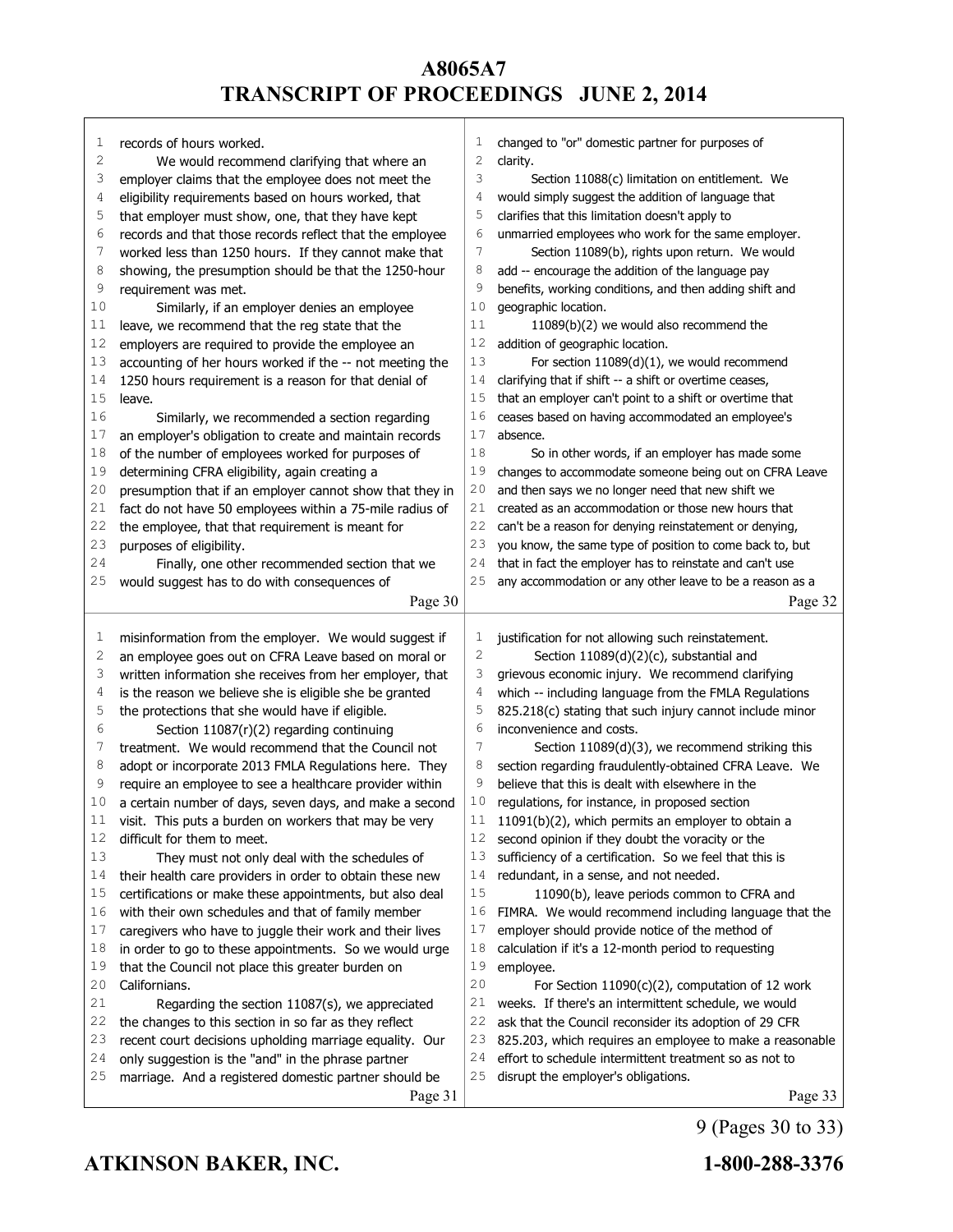records of hours worked.

We would recommend clarifying that where an employer claims that the employee does not meet the eligibility requirements based on hours worked, that that employer must show, one, that they have kept records and that those records reflect that the employee worked less than 1250 hours. If they cannot make that showing, the presumption should be that the 1250-hour requirement was met.

Similarly, if an employer denies an employee leave, we recommend that the reg state that the employers are required to provide the employee an accounting of her hours worked if the -- not meeting the 1250 hours requirement is a reason for that denial of leave.

Similarly, we recommended a section regarding an employer's obligation to create and maintain records of the number of employees worked for purposes of determining CFRA eligibility, again creating a presumption that if an employer cannot show that they in fact do not have 50 employees within a 75-mile radius of the employee, that that requirement is meant for purposes of eligibility.

Finally, one other recommended section that we would suggest has to do with consequences of misinformation from the employer. We would suggest if an employee goes out on CFRA Leave based on moral or written information she receives from her employer, that is the reason we believe she is eligible she be granted the protections that she would have if eligible.

Section 11087(r)(2) regarding continuing treatment. We would recommend that the Council not adopt or incorporate 2013 FMLA Regulations here. They require an employee to see a healthcare provider within a certain number of days, seven days, and make a second visit. This puts a burden on workers that may be very difficult for them to meet.

They must not only deal with the schedules of their health care providers in order to obtain these new certifications or make these appointments, but also deal with their own schedules and that of family member caregivers who have to juggle their work and their lives in order to go to these appointments. So we would urge that the Council not place this greater burden on Californians.

Regarding the section 11087(s), we appreciated the changes to this section in so far as they reflect recent court decisions upholding marriage equality. Our only suggestion is the "and" in the phrase partner marriage. And a registered domestic partner should be changed to "or" domestic partner for purposes of clarity.

Section 11088(c) limitation on entitlement. We would simply suggest the addition of language that clarifies that this limitation doesn't apply to unmarried employees who work for the same employer.

Section 11089(b), rights upon return. We would add -- encourage the addition of the language pay benefits, working conditions, and then adding shift and geographic location.

11089(b)(2) we would also recommend the addition of geographic location.

For section 11089(d)(1), we would recommend clarifying that if shift -- a shift or overtime ceases, that an employer can't point to a shift or overtime that ceases based on having accommodated an employee's absence.

So in other words, if an employer has made some changes to accommodate someone being out on CFRA Leave and then says we no longer need that new shift we created as an accommodation or those new hours that can't be a reason for denying reinstatement or denying, you know, the same type of position to come back to, but that in fact the employer has to reinstate and can't use any accommodation or any other leave to be a reason as a justification for not allowing such reinstatement.

Section 11089(d)(2)(c), substantial and grievous economic injury. We recommend clarifying which -- including language from the FMLA Regulations 825.218(c) stating that such injury cannot include minor inconvenience and costs.

Section 11089(d)(3), we recommend striking this section regarding fraudulently-obtained CFRA Leave. We believe that this is dealt with elsewhere in the regulations, for instance, in proposed section 11091(b)(2), which permits an employer to obtain a second opinion if they doubt the voracity or the sufficiency of a certification. So we feel that this is redundant, in a sense, and not needed.

11090(b), leave periods common to CFRA and FIMRA. We would recommend including language that the employer should provide notice of the method of calculation if it's a 12-month period to requesting employee.

For Section 11090(c)(2), computation of 12 work weeks. If there's an intermittent schedule, we would ask that the Council reconsider its adoption of 29 CFR 825.203, which requires an employee to make a reasonable effort to schedule intermittent treatment so as not to disrupt the employer's obligations.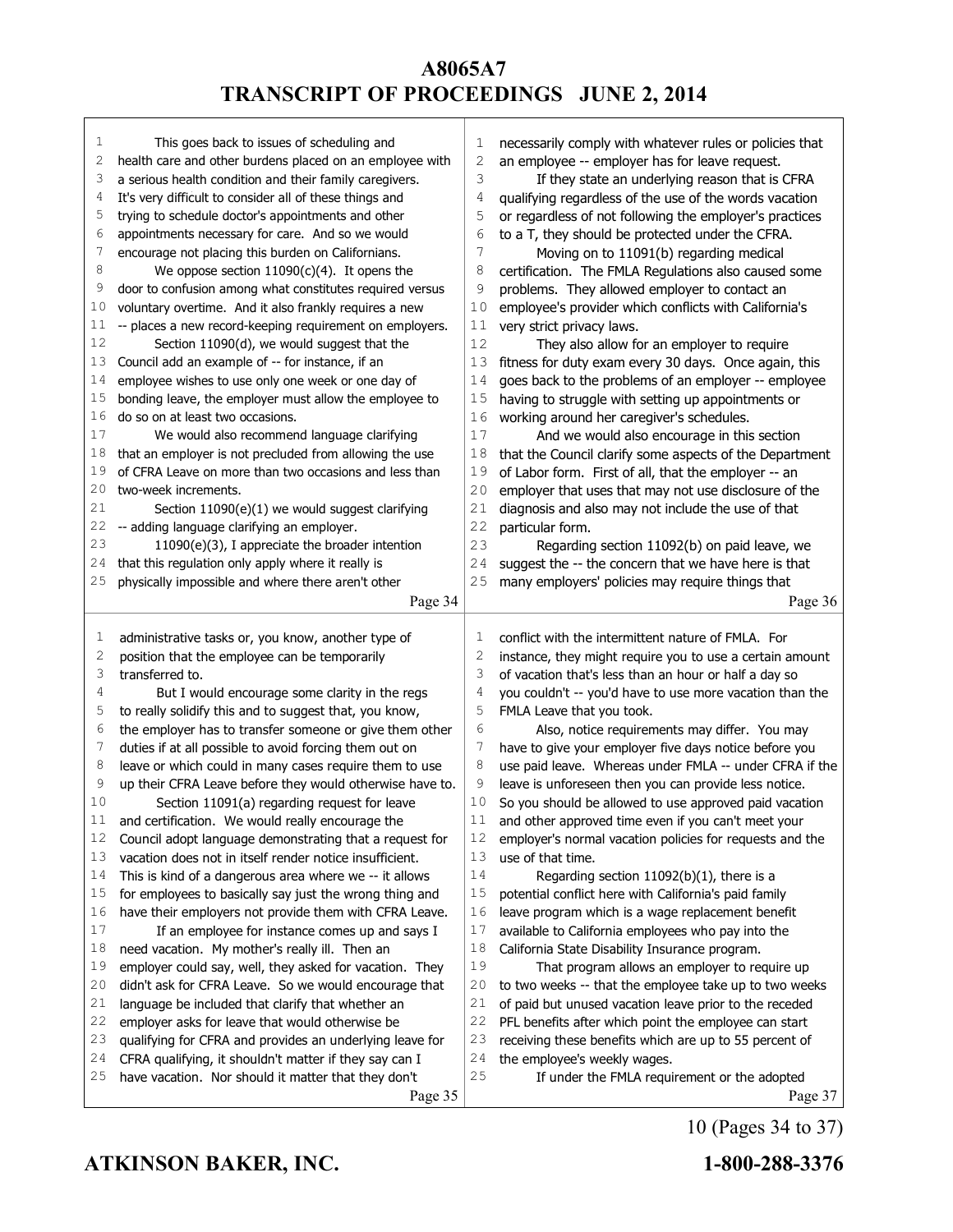This goes back to issues of scheduling and health care and other burdens placed on an employee with a serious health condition and their family caregivers. It's very difficult to consider all of these things and trying to schedule doctor's appointments and other appointments necessary for care. And so we would encourage not placing this burden on Californians.

We oppose section 11090(c)(4). It opens the door to confusion among what constitutes required versus voluntary overtime. And it also frankly requires a new -- places a new record-keeping requirement on employers.

Section 11090(d), we would suggest that the Council add an example of -- for instance, if an employee wishes to use only one week or one day of bonding leave, the employer must allow the employee to do so on at least two occasions.

We would also recommend language clarifying that an employer is not precluded from allowing the use of CFRA Leave on more than two occasions and less than two-week increments.

Section 11090(e)(1) we would suggest clarifying -- adding language clarifying an employer.

11090(e)(3), I appreciate the broader intention that this regulation only apply where it really is physically impossible and where there aren't other administrative tasks or, you know, another type of position that the employee can be temporarily transferred to.

But I would encourage some clarity in the regs to really solidify this and to suggest that, you know, the employer has to transfer someone or give them other duties if at all possible to avoid forcing them out on leave or which could in many cases require them to use up their CFRA Leave before they would otherwise have to.

Section 11091(a) regarding request for leave and certification. We would really encourage the Council adopt language demonstrating that a request for vacation does not in itself render notice insufficient. This is kind of a dangerous area where we -- it allows for employees to basically say just the wrong thing and have their employers not provide them with CFRA Leave.

If an employee for instance comes up and says I need vacation. My mother's really ill. Then an employer could say, well, they asked for vacation. They didn't ask for CFRA Leave. So we would encourage that language be included that clarify that whether an employer asks for leave that would otherwise be qualifying for CFRA and provides an underlying leave for CFRA qualifying, it shouldn't matter if they say can I have vacation. Nor should it matter that they don't necessarily comply with whatever rules or policies that an employee -- employer has for leave request.

If they state an underlying reason that is CFRA qualifying regardless of the use of the words vacation or regardless of not following the employer's practices to a T, they should be protected under the CFRA.

Moving on to 11091(b) regarding medical certification. The FMLA Regulations also caused some problems. They allowed employer to contact an employee's provider which conflicts with California's very strict privacy laws.

They also allow for an employer to require fitness for duty exam every 30 days. Once again, this goes back to the problems of an employer -- employee having to struggle with setting up appointments or working around her caregiver's schedules.

And we would also encourage in this section that the Council clarify some aspects of the Department of Labor form. First of all, that the employer -- an employer that uses that may not use disclosure of the diagnosis and also may not include the use of that particular form.

Regarding section 11092(b) on paid leave, we suggest the -- the concern that we have here is that many employers' policies may require things that conflict with the intermittent nature of FMLA. For instance, they might require you to use a certain amount of vacation that's less than an hour or half a day so you couldn't -- you'd have to use more vacation than the FMLA Leave that you took.

Also, notice requirements may differ. You may have to give your employer five days notice before you use paid leave. Whereas under FMLA -- under CFRA if the leave is unforeseen then you can provide less notice. So you should be allowed to use approved paid vacation and other approved time even if you can't meet your employer's normal vacation policies for requests and the use of that time.

Regarding section 11092(b)(1), there is a potential conflict here with California's paid family leave program which is a wage replacement benefit available to California employees who pay into the California State Disability Insurance program.

That program allows an employer to require up to two weeks -- that the employee take up to two weeks of paid but unused vacation leave prior to the receded PFL benefits after which point the employee can start receiving these benefits which are up to 55 percent of the employee's weekly wages.

If under the FMLA requirement or the adopted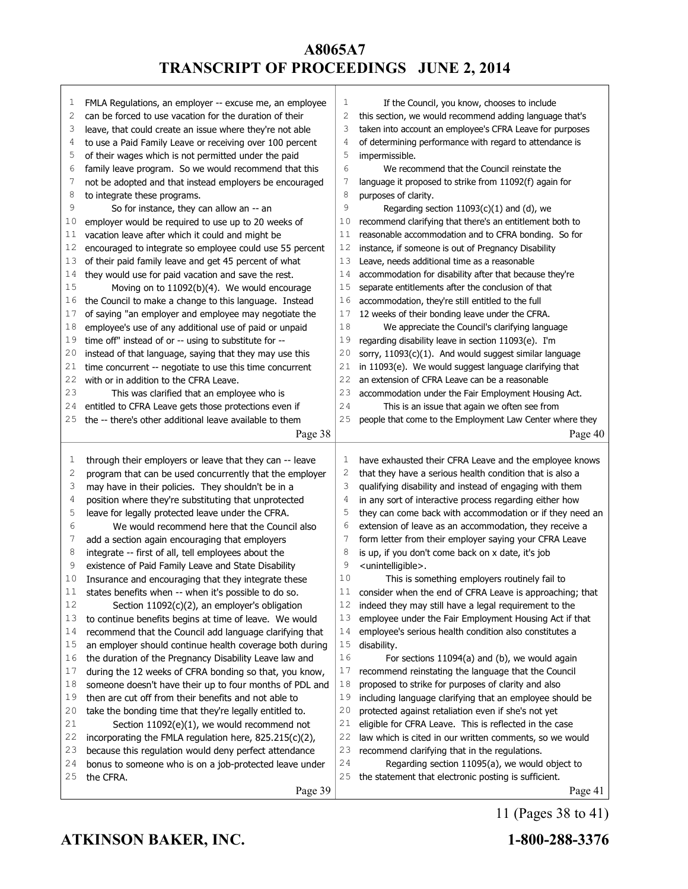FMLA Regulations, an employer -- excuse me, an employee can be forced to use vacation for the duration of their leave, that could create an issue where they're not able to use a Paid Family Leave or receiving over 100 percent of their wages which is not permitted under the paid family leave program. So we would recommend that this not be adopted and that instead employers be encouraged to integrate these programs.

So for instance, they can allow an -- an employer would be required to use up to 20 weeks of vacation leave after which it could and might be encouraged to integrate so employee could use 55 percent of their paid family leave and get 45 percent of what they would use for paid vacation and save the rest.

Moving on to 11092(b)(4). We would encourage the Council to make a change to this language. Instead of saying "an employer and employee may negotiate the employee's use of any additional use of paid or unpaid time off" instead of or -- using to substitute for -- instead of that language, saying that they may use this time concurrent -- negotiate to use this time concurrent with or in addition to the CFRA Leave.

This was clarified that an employee who is entitled to CFRA Leave gets those protections even if the -- there's other additional leave available to them through their employers or leave that they can -- leave program that can be used concurrently that the employer may have in their policies. They shouldn't be in a position where they're substituting that unprotected leave for legally protected leave under the CFRA.

We would recommend here that the Council also add a section again encouraging that employers integrate -- first of all, tell employees about the existence of Paid Family Leave and State Disability Insurance and encouraging that they integrate these states benefits when -- when it's possible to do so.

Section 11092(c)(2), an employer's obligation to continue benefits begins at time of leave. We would recommend that the Council add language clarifying that an employer should continue health coverage both during the duration of the Pregnancy Disability Leave law and during the 12 weeks of CFRA bonding so that, you know, someone doesn't have their up to four months of PDL and then are cut off from their benefits and not able to take the bonding time that they're legally entitled to.

Section 11092(e)(1), we would recommend not incorporating the FMLA regulation here, 825.215(c)(2), because this regulation would deny perfect attendance bonus to someone who is on a job-protected leave under the CFRA.

If the Council, you know, chooses to include this section, we would recommend adding language that's taken into account an employee's CFRA Leave for purposes of determining performance with regard to attendance is impermissible.

We recommend that the Council reinstate the language it proposed to strike from 11092(f) again for purposes of clarity.

Regarding section 11093(c)(1) and (d), we recommend clarifying that there's an entitlement both to reasonable accommodation and to CFRA bonding. So for instance, if someone is out of Pregnancy Disability Leave, needs additional time as a reasonable accommodation for disability after that because they're separate entitlements after the conclusion of that accommodation, they're still entitled to the full 12 weeks of their bonding leave under the CFRA.

We appreciate the Council's clarifying language regarding disability leave in section 11093(e). I'm sorry, 11093(c)(1). And would suggest similar language in 11093(e). We would suggest language clarifying that an extension of CFRA Leave can be a reasonable accommodation under the Fair Employment Housing Act.

This is an issue that again we often see from people that come to the Employment Law Center where they have exhausted their CFRA Leave and the employee knows that they have a serious health condition that is also a qualifying disability and instead of engaging with them in any sort of interactive process regarding either how they can come back with accommodation or if they need an extension of leave as an accommodation, they receive a form letter from their employer saying your CFRA Leave is up, if you don't come back on x date, it's job <unintelligible>.

This is something employers routinely fail to consider when the end of CFRA Leave is approaching; that indeed they may still have a legal requirement to the employee under the Fair Employment Housing Act if that employee's serious health condition also constitutes a disability.

For sections 11094(a) and (b), we would again recommend reinstating the language that the Council proposed to strike for purposes of clarity and also including language clarifying that an employee should be protected against retaliation even if she's not yet eligible for CFRA Leave. This is reflected in the case law which is cited in our written comments, so we would recommend clarifying that in the regulations.

Regarding section 11095(a), we would object to the statement that electronic posting is sufficient.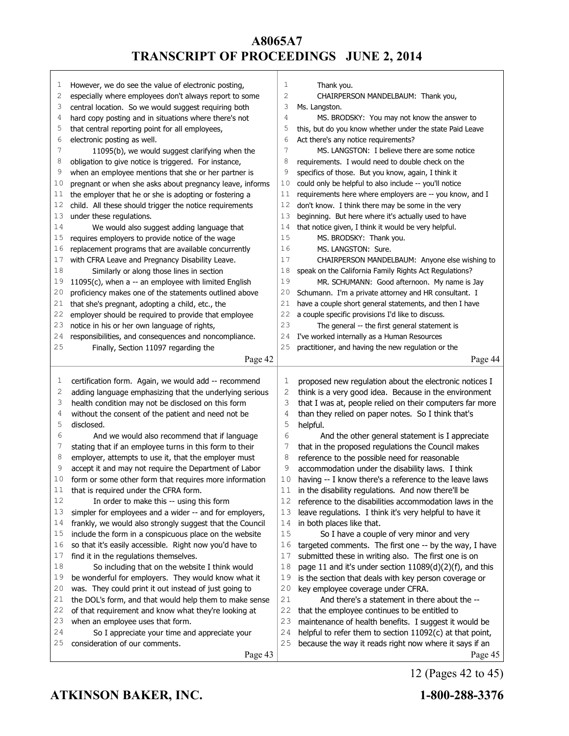However, we do see the value of electronic posting, especially where employees don't always report to some central location. So we would suggest requiring both hard copy posting and in situations where there's not that central reporting point for all employees, electronic posting as well.

11095(b), we would suggest clarifying when the obligation to give notice is triggered. For instance, when an employee mentions that she or her partner is pregnant or when she asks about pregnancy leave, informs the employer that he or she is adopting or fostering a child. All these should trigger the notice requirements under these regulations.

We would also suggest adding language that requires employers to provide notice of the wage replacement programs that are available concurrently with CFRA Leave and Pregnancy Disability Leave.

Similarly or along those lines in section 11095(c), when a -- an employee with limited English proficiency makes one of the statements outlined above that she's pregnant, adopting a child, etc., the employer should be required to provide that employee notice in his or her own language of rights, responsibilities, and consequences and noncompliance.

Finally, Section 11097 regarding the certification form. Again, we would add -- recommend adding language emphasizing that the underlying serious health condition may not be disclosed on this form without the consent of the patient and need not be disclosed.

And we would also recommend that if language stating that if an employee turns in this form to their employer, attempts to use it, that the employer must accept it and may not require the Department of Labor form or some other form that requires more information that is required under the CFRA form.

In order to make this -- using this form simpler for employees and a wider -- and for employers, frankly, we would also strongly suggest that the Council include the form in a conspicuous place on the website so that it's easily accessible. Right now you'd have to find it in the regulations themselves.

So including that on the website I think would be wonderful for employers. They would know what it was. They could print it out instead of just going to the DOL's form, and that would help them to make sense of that requirement and know what they're looking at when an employee uses that form.

So I appreciate your time and appreciate your consideration of our comments.

Thank you.

CHAIRPERSON MANDELBAUM: Thank you, Ms. Langston.

MS. BRODSKY: You may not know the answer to this, but do you know whether under the state Paid Leave Act there's any notice requirements?

MS. LANGSTON: I believe there are some notice requirements. I would need to double check on the specifics of those. But you know, again, I think it could only be helpful to also include -- you'll notice requirements here where employers are -- you know, and I don't know. I think there may be some in the very beginning. But here where it's actually used to have that notice given, I think it would be very helpful.

MS. BRODSKY: Thank you.

MS. LANGSTON: Sure.

CHAIRPERSON MANDELBAUM: Anyone else wishing to speak on the California Family Rights Act Regulations?

MR. SCHUMANN: Good afternoon. My name is Jay Schumann. I'm a private attorney and HR consultant. I have a couple short general statements, and then I have a couple specific provisions I'd like to discuss.

The general -- the first general statement is I've worked internally as a Human Resources practitioner, and having the new regulation or the proposed new regulation about the electronic notices I think is a very good idea. Because in the environment that I was at, people relied on their computers far more than they relied on paper notes. So I think that's helpful.

And the other general statement is I appreciate that in the proposed regulations the Council makes reference to the possible need for reasonable accommodation under the disability laws. I think having -- I know there's a reference to the leave laws in the disability regulations. And now there'll be reference to the disabilities accommodation laws in the leave regulations. I think it's very helpful to have it in both places like that.

So I have a couple of very minor and very targeted comments. The first one -- by the way, I have submitted these in writing also. The first one is on page 11 and it's under section 11089(d)(2)(f), and this is the section that deals with key person coverage or key employee coverage under CFRA.

And there's a statement in there about the -- that the employee continues to be entitled to maintenance of health benefits. I suggest it would be helpful to refer them to section 11092(c) at that point, because the way it reads right now where it says if an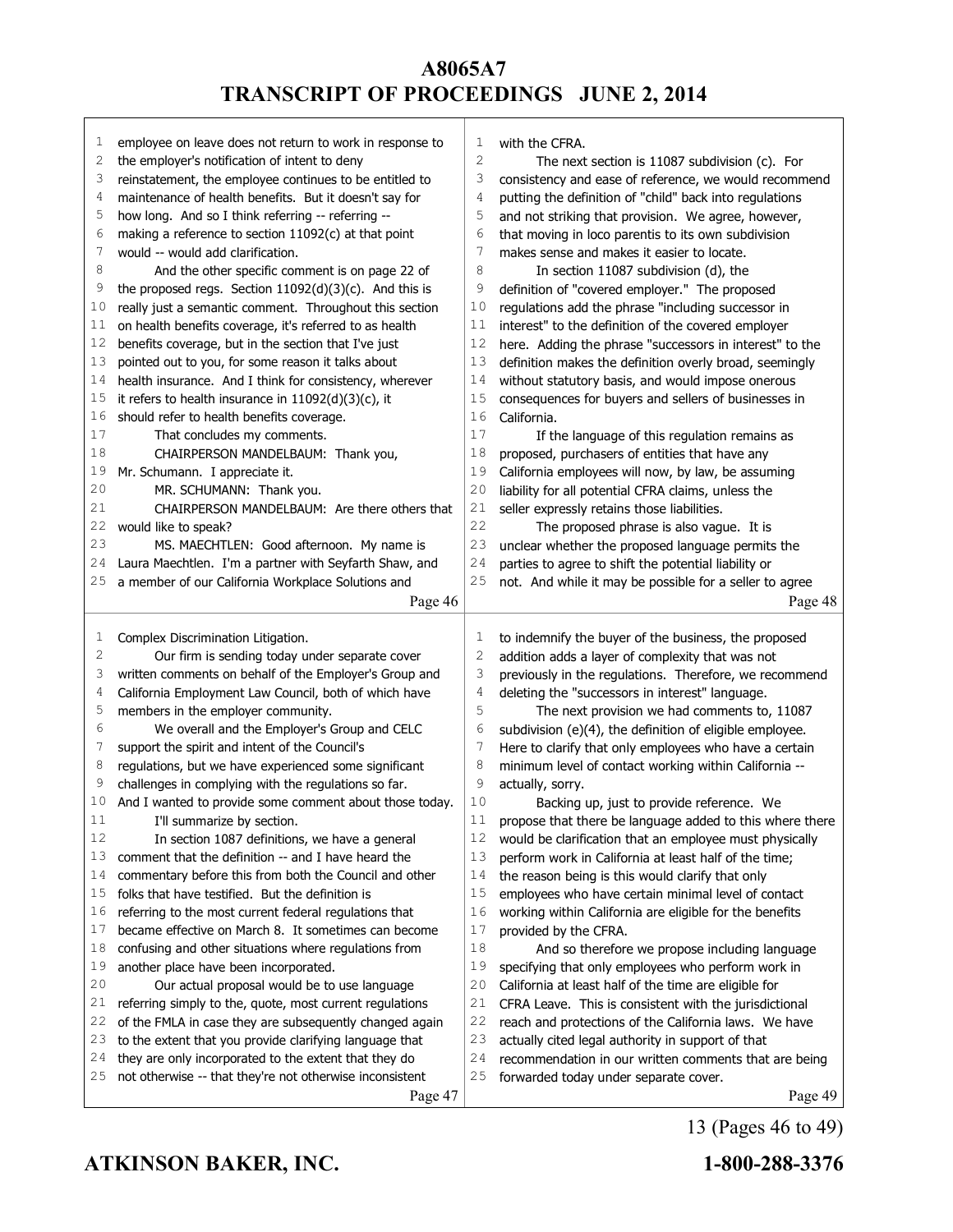# A8065A7
# TRANSCRIPT OF PROCEEDINGS JUNE 2, 2014

employee on leave does not return to work in response to the employer's notification of intent to deny reinstatement, the employee continues to be entitled to maintenance of health benefits. But it doesn't say for how long. And so I think referring -- referring -- making a reference to section 11092(c) at that point would -- would add clarification.

And the other specific comment is on page 22 of the proposed regs. Section 11092(d)(3)(c). And this is really just a semantic comment. Throughout this section on health benefits coverage, it's referred to as health benefits coverage, but in the section that I've just pointed out to you, for some reason it talks about health insurance. And I think for consistency, wherever it refers to health insurance in 11092(d)(3)(c), it should refer to health benefits coverage.

That concludes my comments.

CHAIRPERSON MANDELBAUM: Thank you, Mr. Schumann. I appreciate it.

MR. SCHUMANN: Thank you.

CHAIRPERSON MANDELBAUM: Are there others that would like to speak?

MS. MAECHTLEN: Good afternoon. My name is Laura Maechtlen. I'm a partner with Seyfarth Shaw, and a member of our California Workplace Solutions and Complex Discrimination Litigation.

Our firm is sending today under separate cover written comments on behalf of the Employer's Group and California Employment Law Council, both of which have members in the employer community.

We overall and the Employer's Group and CELC support the spirit and intent of the Council's regulations, but we have experienced some significant challenges in complying with the regulations so far. And I wanted to provide some comment about those today.

I'll summarize by section.

In section 1087 definitions, we have a general comment that the definition -- and I have heard the commentary before this from both the Council and other folks that have testified. But the definition is referring to the most current federal regulations that became effective on March 8. It sometimes can become confusing and other situations where regulations from another place have been incorporated.

Our actual proposal would be to use language referring simply to the, quote, most current regulations of the FMLA in case they are subsequently changed again to the extent that you provide clarifying language that they are only incorporated to the extent that they do not otherwise -- that they're not otherwise inconsistent with the CFRA.

The next section is 11087 subdivision (c). For consistency and ease of reference, we would recommend putting the definition of "child" back into regulations and not striking that provision. We agree, however, that moving in loco parentis to its own subdivision makes sense and makes it easier to locate.

In section 11087 subdivision (d), the definition of "covered employer." The proposed regulations add the phrase "including successor in interest" to the definition of the covered employer here. Adding the phrase "successors in interest" to the definition makes the definition overly broad, seemingly without statutory basis, and would impose onerous consequences for buyers and sellers of businesses in California.

If the language of this regulation remains as proposed, purchasers of entities that have any California employees will now, by law, be assuming liability for all potential CFRA claims, unless the seller expressly retains those liabilities.

The proposed phrase is also vague. It is unclear whether the proposed language permits the parties to agree to shift the potential liability or not. And while it may be possible for a seller to agree to indemnify the buyer of the business, the proposed addition adds a layer of complexity that was not previously in the regulations. Therefore, we recommend deleting the "successors in interest" language.

The next provision we had comments to, 11087 subdivision (e)(4), the definition of eligible employee. Here to clarify that only employees who have a certain minimum level of contact working within California -- actually, sorry.

Backing up, just to provide reference. We propose that there be language added to this where there would be clarification that an employee must physically perform work in California at least half of the time; the reason being is this would clarify that only employees who have certain minimal level of contact working within California are eligible for the benefits provided by the CFRA.

And so therefore we propose including language specifying that only employees who perform work in California at least half of the time are eligible for CFRA Leave. This is consistent with the jurisdictional reach and protections of the California laws. We have actually cited legal authority in support of that recommendation in our written comments that are being forwarded today under separate cover.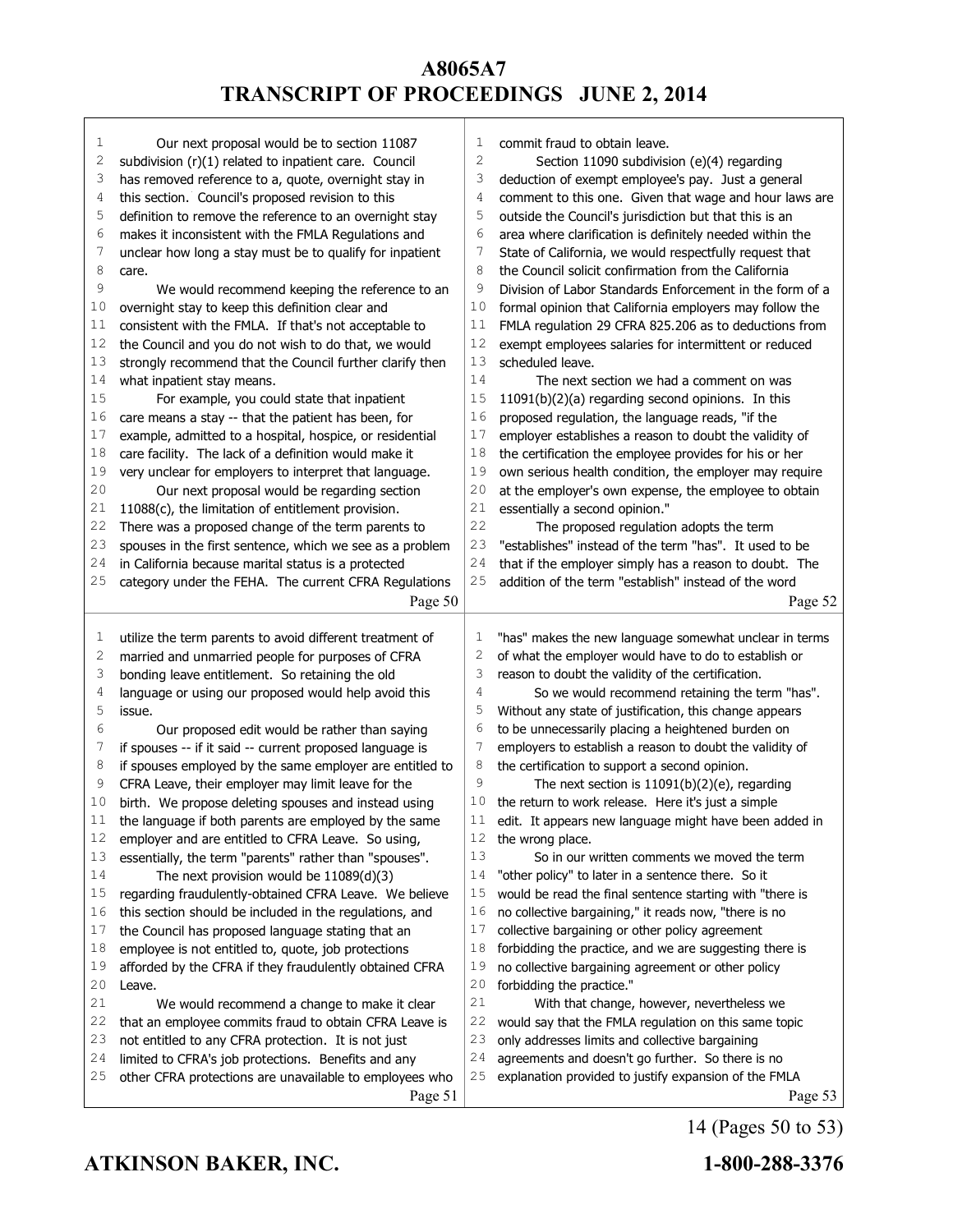Our next proposal would be to section 11087 subdivision (r)(1) related to inpatient care. Council has removed reference to a, quote, overnight stay in this section. Council's proposed revision to this definition to remove the reference to an overnight stay makes it inconsistent with the FMLA Regulations and unclear how long a stay must be to qualify for inpatient care.

We would recommend keeping the reference to an overnight stay to keep this definition clear and consistent with the FMLA. If that's not acceptable to the Council and you do not wish to do that, we would strongly recommend that the Council further clarify then what inpatient stay means.

For example, you could state that inpatient care means a stay -- that the patient has been, for example, admitted to a hospital, hospice, or residential care facility. The lack of a definition would make it very unclear for employers to interpret that language.

Our next proposal would be regarding section 11088(c), the limitation of entitlement provision. There was a proposed change of the term parents to spouses in the first sentence, which we see as a problem in California because marital status is a protected category under the FEHA. The current CFRA Regulations utilize the term parents to avoid different treatment of married and unmarried people for purposes of CFRA bonding leave entitlement. So retaining the old language or using our proposed would help avoid this issue.

Our proposed edit would be rather than saying if spouses -- if it said -- current proposed language is if spouses employed by the same employer are entitled to CFRA Leave, their employer may limit leave for the birth. We propose deleting spouses and instead using the language if both parents are employed by the same employer and are entitled to CFRA Leave. So using, essentially, the term "parents" rather than "spouses".

The next provision would be 11089(d)(3) regarding fraudulently-obtained CFRA Leave. We believe this section should be included in the regulations, and the Council has proposed language stating that an employee is not entitled to, quote, job protections afforded by the CFRA if they fraudulently obtained CFRA Leave.

We would recommend a change to make it clear that an employee commits fraud to obtain CFRA Leave is not entitled to any CFRA protection. It is not just limited to CFRA's job protections. Benefits and any other CFRA protections are unavailable to employees who commit fraud to obtain leave.

Section 11090 subdivision (e)(4) regarding deduction of exempt employee's pay. Just a general comment to this one. Given that wage and hour laws are outside the Council's jurisdiction but that this is an area where clarification is definitely needed within the State of California, we would respectfully request that the Council solicit confirmation from the California Division of Labor Standards Enforcement in the form of a formal opinion that California employers may follow the FMLA regulation 29 CFRA 825.206 as to deductions from exempt employees salaries for intermittent or reduced scheduled leave.

The next section we had a comment on was 11091(b)(2)(a) regarding second opinions. In this proposed regulation, the language reads, "if the employer establishes a reason to doubt the validity of the certification the employee provides for his or her own serious health condition, the employer may require at the employer's own expense, the employee to obtain essentially a second opinion."

The proposed regulation adopts the term "establishes" instead of the term "has". It used to be that if the employer simply has a reason to doubt. The addition of the term "establish" instead of the word "has" makes the new language somewhat unclear in terms of what the employer would have to do to establish or reason to doubt the validity of the certification.

So we would recommend retaining the term "has". Without any state of justification, this change appears to be unnecessarily placing a heightened burden on employers to establish a reason to doubt the validity of the certification to support a second opinion.

The next section is 11091(b)(2)(e), regarding the return to work release. Here it's just a simple edit. It appears new language might have been added in the wrong place.

So in our written comments we moved the term "other policy" to later in a sentence there. So it would be read the final sentence starting with "there is no collective bargaining," it reads now, "there is no collective bargaining or other policy agreement forbidding the practice, and we are suggesting there is no collective bargaining agreement or other policy forbidding the practice."

With that change, however, nevertheless we would say that the FMLA regulation on this same topic only addresses limits and collective bargaining agreements and doesn't go further. So there is no explanation provided to justify expansion of the FMLA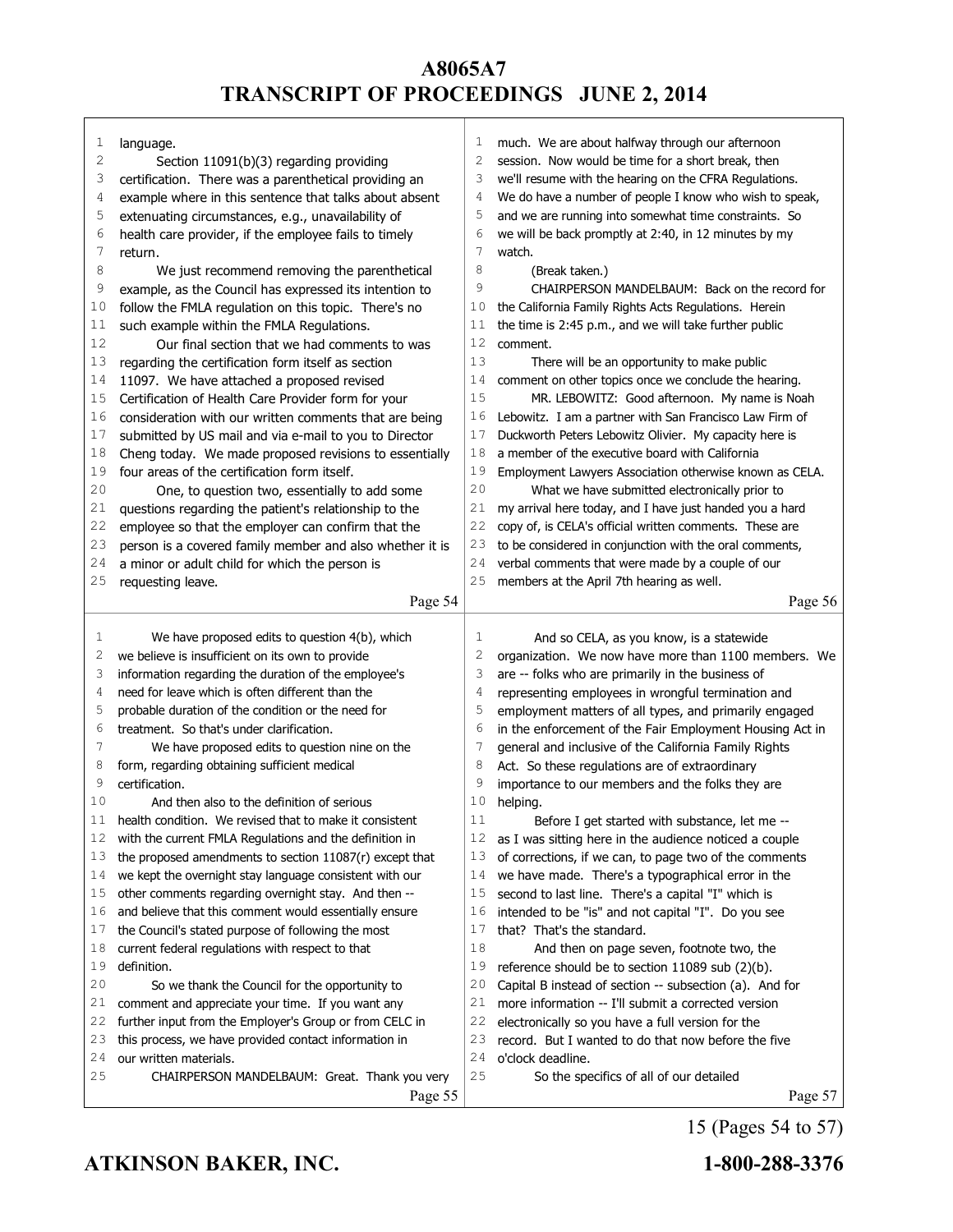language.

Section 11091(b)(3) regarding providing certification. There was a parenthetical providing an example where in this sentence that talks about absent extenuating circumstances, e.g., unavailability of health care provider, if the employee fails to timely return.

We just recommend removing the parenthetical example, as the Council has expressed its intention to follow the FMLA regulation on this topic. There's no such example within the FMLA Regulations.

Our final section that we had comments to was regarding the certification form itself as section 11097. We have attached a proposed revised Certification of Health Care Provider form for your consideration with our written comments that are being submitted by US mail and via e-mail to you to Director Cheng today. We made proposed revisions to essentially four areas of the certification form itself.

One, to question two, essentially to add some questions regarding the patient's relationship to the employee so that the employer can confirm that the person is a covered family member and also whether it is a minor or adult child for which the person is requesting leave.

We have proposed edits to question 4(b), which we believe is insufficient on its own to provide information regarding the duration of the employee's need for leave which is often different than the probable duration of the condition or the need for treatment. So that's under clarification.

We have proposed edits to question nine on the form, regarding obtaining sufficient medical certification.

And then also to the definition of serious health condition. We revised that to make it consistent with the current FMLA Regulations and the definition in the proposed amendments to section 11087(r) except that we kept the overnight stay language consistent with our other comments regarding overnight stay. And then -- and believe that this comment would essentially ensure the Council's stated purpose of following the most current federal regulations with respect to that definition.

So we thank the Council for the opportunity to comment and appreciate your time. If you want any further input from the Employer's Group or from CELC in this process, we have provided contact information in our written materials.

CHAIRPERSON MANDELBAUM: Great. Thank you very much. We are about halfway through our afternoon session. Now would be time for a short break, then we'll resume with the hearing on the CFRA Regulations. We do have a number of people I know who wish to speak, and we are running into somewhat time constraints. So we will be back promptly at 2:40, in 12 minutes by my watch.

(Break taken.)

CHAIRPERSON MANDELBAUM: Back on the record for the California Family Rights Acts Regulations. Herein the time is 2:45 p.m., and we will take further public comment.

There will be an opportunity to make public comment on other topics once we conclude the hearing.

MR. LEBOWITZ: Good afternoon. My name is Noah Lebowitz. I am a partner with San Francisco Law Firm of Duckworth Peters Lebowitz Olivier. My capacity here is a member of the executive board with California Employment Lawyers Association otherwise known as CELA.

What we have submitted electronically prior to my arrival here today, and I have just handed you a hard copy of, is CELA's official written comments. These are to be considered in conjunction with the oral comments, verbal comments that were made by a couple of our members at the April 7th hearing as well.

And so CELA, as you know, is a statewide organization. We now have more than 1100 members. We are -- folks who are primarily in the business of representing employees in wrongful termination and employment matters of all types, and primarily engaged in the enforcement of the Fair Employment Housing Act in general and inclusive of the California Family Rights Act. So these regulations are of extraordinary importance to our members and the folks they are helping.

Before I get started with substance, let me -- as I was sitting here in the audience noticed a couple of corrections, if we can, to page two of the comments we have made. There's a typographical error in the second to last line. There's a capital "I" which is intended to be "is" and not capital "I". Do you see that? That's the standard.

And then on page seven, footnote two, the reference should be to section 11089 sub (2)(b). Capital B instead of section -- subsection (a). And for more information -- I'll submit a corrected version electronically so you have a full version for the record. But I wanted to do that now before the five o'clock deadline.

So the specifics of all of our detailed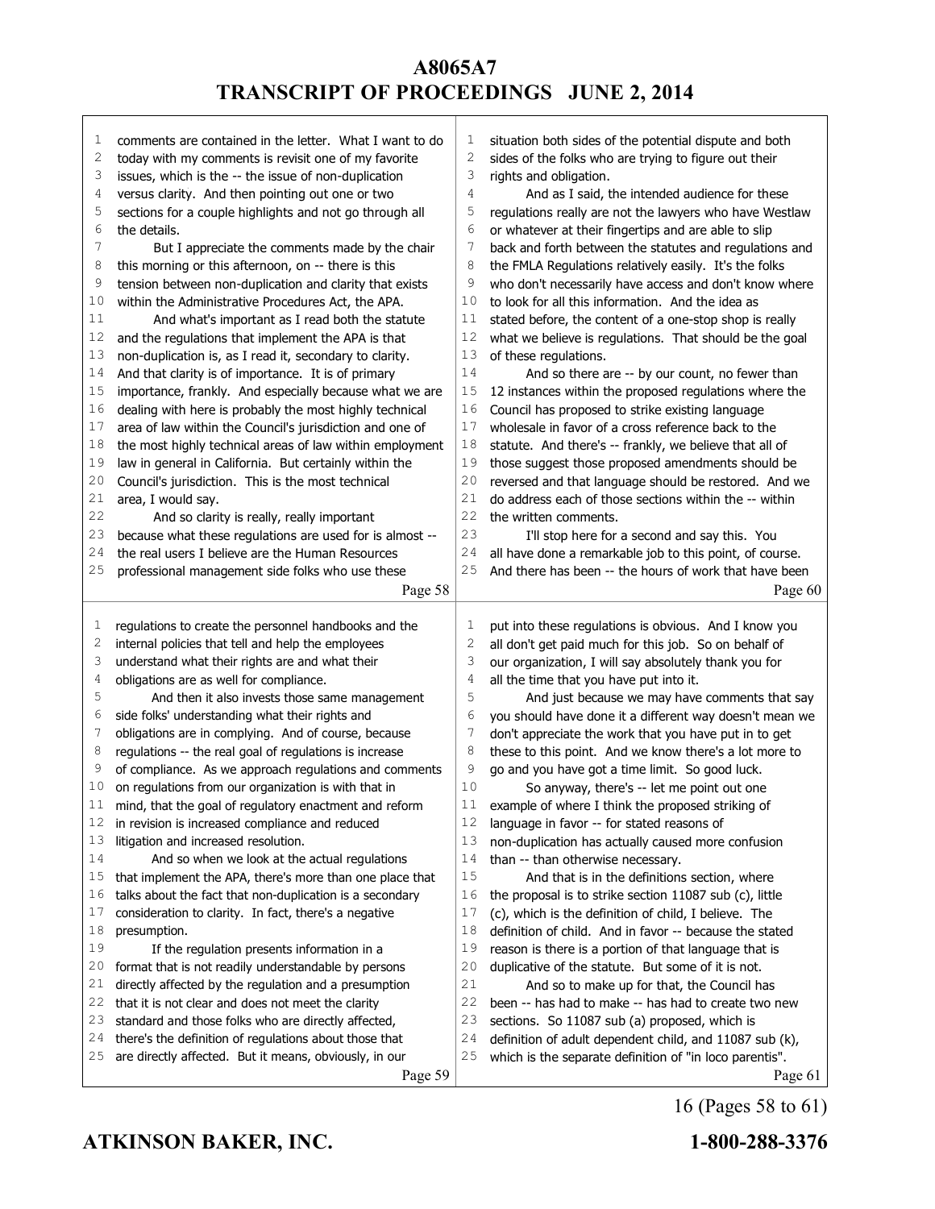comments are contained in the letter. What I want to do today with my comments is revisit one of my favorite issues, which is the -- the issue of non-duplication versus clarity. And then pointing out one or two sections for a couple highlights and not go through all the details.

But I appreciate the comments made by the chair this morning or this afternoon, on -- there is this tension between non-duplication and clarity that exists within the Administrative Procedures Act, the APA.

And what's important as I read both the statute and the regulations that implement the APA is that non-duplication is, as I read it, secondary to clarity. And that clarity is of importance. It is of primary importance, frankly. And especially because what we are dealing with here is probably the most highly technical area of law within the Council's jurisdiction and one of the most highly technical areas of law within employment law in general in California. But certainly within the Council's jurisdiction. This is the most technical area, I would say.

And so clarity is really, really important because what these regulations are used for is almost -- the real users I believe are the Human Resources professional management side folks who use these regulations to create the personnel handbooks and the internal policies that tell and help the employees understand what their rights are and what their obligations are as well for compliance.

And then it also invests those same management side folks' understanding what their rights and obligations are in complying. And of course, because regulations -- the real goal of regulations is increase of compliance. As we approach regulations and comments on regulations from our organization is with that in mind, that the goal of regulatory enactment and reform in revision is increased compliance and reduced litigation and increased resolution.

And so when we look at the actual regulations that implement the APA, there's more than one place that talks about the fact that non-duplication is a secondary consideration to clarity. In fact, there's a negative presumption.

If the regulation presents information in a format that is not readily understandable by persons directly affected by the regulation and a presumption that it is not clear and does not meet the clarity standard and those folks who are directly affected, there's the definition of regulations about those that are directly affected. But it means, obviously, in our situation both sides of the potential dispute and both sides of the folks who are trying to figure out their rights and obligation.

And as I said, the intended audience for these regulations really are not the lawyers who have Westlaw or whatever at their fingertips and are able to slip back and forth between the statutes and regulations and the FMLA Regulations relatively easily. It's the folks who don't necessarily have access and don't know where to look for all this information. And the idea as stated before, the content of a one-stop shop is really what we believe is regulations. That should be the goal of these regulations.

And so there are -- by our count, no fewer than 12 instances within the proposed regulations where the Council has proposed to strike existing language wholesale in favor of a cross reference back to the statute. And there's -- frankly, we believe that all of those suggest those proposed amendments should be reversed and that language should be restored. And we do address each of those sections within the -- within the written comments.

I'll stop here for a second and say this. You all have done a remarkable job to this point, of course. And there has been -- the hours of work that have been put into these regulations is obvious. And I know you all don't get paid much for this job. So on behalf of our organization, I will say absolutely thank you for all the time that you have put into it.

And just because we may have comments that say you should have done it a different way doesn't mean we don't appreciate the work that you have put in to get these to this point. And we know there's a lot more to go and you have got a time limit. So good luck.

So anyway, there's -- let me point out one example of where I think the proposed striking of language in favor -- for stated reasons of non-duplication has actually caused more confusion than -- than otherwise necessary.

And that is in the definitions section, where the proposal is to strike section 11087 sub (c), little (c), which is the definition of child, I believe. The definition of child. And in favor -- because the stated reason is there is a portion of that language that is duplicative of the statute. But some of it is not.

And so to make up for that, the Council has been -- has had to make -- has had to create two new sections. So 11087 sub (a) proposed, which is definition of adult dependent child, and 11087 sub (k), which is the separate definition of "in loco parentis".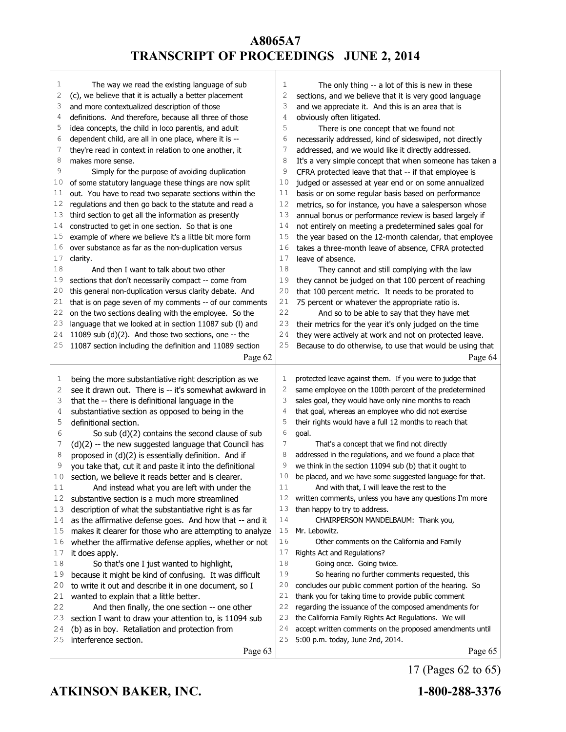The way we read the existing language of sub (c), we believe that it is actually a better placement and more contextualized description of those definitions. And therefore, because all three of those idea concepts, the child in loco parentis, and adult dependent child, are all in one place, where it is -- they're read in context in relation to one another, it makes more sense.

Simply for the purpose of avoiding duplication of some statutory language these things are now split out. You have to read two separate sections within the regulations and then go back to the statute and read a third section to get all the information as presently constructed to get in one section. So that is one example of where we believe it's a little bit more form over substance as far as the non-duplication versus clarity.

And then I want to talk about two other sections that don't necessarily compact -- come from this general non-duplication versus clarity debate. And that is on page seven of my comments -- of our comments on the two sections dealing with the employee. So the language that we looked at in section 11087 sub (l) and 11089 sub (d)(2). And those two sections, one -- the 11087 section including the definition and 11089 section being the more substantiative right description as we see it drawn out. There is -- it's somewhat awkward in that the -- there is definitional language in the substantiative section as opposed to being in the definitional section.

So sub (d)(2) contains the second clause of sub (d)(2) -- the new suggested language that Council has proposed in (d)(2) is essentially definition. And if you take that, cut it and paste it into the definitional section, we believe it reads better and is clearer.

And instead what you are left with under the substantive section is a much more streamlined description of what the substantiative right is as far as the affirmative defense goes. And how that -- and it makes it clearer for those who are attempting to analyze whether the affirmative defense applies, whether or not it does apply.

So that's one I just wanted to highlight, because it might be kind of confusing. It was difficult to write it out and describe it in one document, so I wanted to explain that a little better.

And then finally, the one section -- one other section I want to draw your attention to, is 11094 sub (b) as in boy. Retaliation and protection from interference section.

The only thing -- a lot of this is new in these sections, and we believe that it is very good language and we appreciate it. And this is an area that is obviously often litigated.

There is one concept that we found not necessarily addressed, kind of sideswiped, not directly addressed, and we would like it directly addressed. It's a very simple concept that when someone has taken a CFRA protected leave that that -- if that employee is judged or assessed at year end or on some annualized basis or on some regular basis based on performance metrics, so for instance, you have a salesperson whose annual bonus or performance review is based largely if not entirely on meeting a predetermined sales goal for the year based on the 12-month calendar, that employee takes a three-month leave of absence, CFRA protected leave of absence.

They cannot and still complying with the law they cannot be judged on that 100 percent of reaching that 100 percent metric. It needs to be prorated to 75 percent or whatever the appropriate ratio is.

And so to be able to say that they have met their metrics for the year it's only judged on the time they were actively at work and not on protected leave. Because to do otherwise, to use that would be using that protected leave against them. If you were to judge that same employee on the 100th percent of the predetermined sales goal, they would have only nine months to reach that goal, whereas an employee who did not exercise their rights would have a full 12 months to reach that goal.

That's a concept that we find not directly addressed in the regulations, and we found a place that we think in the section 11094 sub (b) that it ought to be placed, and we have some suggested language for that.

And with that, I will leave the rest to the written comments, unless you have any questions I'm more than happy to try to address.

CHAIRPERSON MANDELBAUM: Thank you, Mr. Lebowitz.

Other comments on the California and Family Rights Act and Regulations?

Going once. Going twice.

So hearing no further comments requested, this concludes our public comment portion of the hearing. So thank you for taking time to provide public comment regarding the issuance of the composed amendments for the California Family Rights Act Regulations. We will accept written comments on the proposed amendments until 5:00 p.m. today, June 2nd, 2014.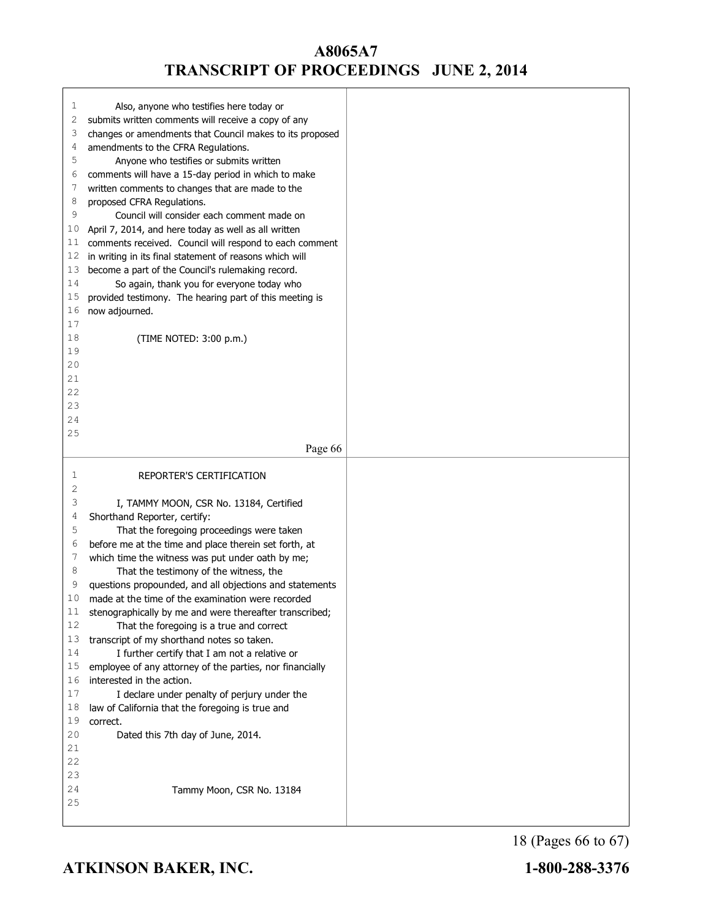Also, anyone who testifies here today or submits written comments will receive a copy of any changes or amendments that Council makes to its proposed amendments to the CFRA Regulations.

Anyone who testifies or submits written comments will have a 15-day period in which to make written comments to changes that are made to the proposed CFRA Regulations.

Council will consider each comment made on April 7, 2014, and here today as well as all written comments received. Council will respond to each comment in writing in its final statement of reasons which will become a part of the Council's rulemaking record.

So again, thank you for everyone today who provided testimony. The hearing part of this meeting is now adjourned.

(TIME NOTED: 3:00 p.m.)

Page 66

REPORTER'S CERTIFICATION

I, TAMMY MOON, CSR No. 13184, Certified Shorthand Reporter, certify:

That the foregoing proceedings were taken before me at the time and place therein set forth, at which time the witness was put under oath by me;

That the testimony of the witness, the questions propounded, and all objections and statements made at the time of the examination were recorded stenographically by me and were thereafter transcribed;

That the foregoing is a true and correct transcript of my shorthand notes so taken.

I further certify that I am not a relative or employee of any attorney of the parties, nor financially interested in the action.

I declare under penalty of perjury under the law of California that the foregoing is true and correct.

Dated this 7th day of June, 2014.

Tammy Moon, CSR No. 13184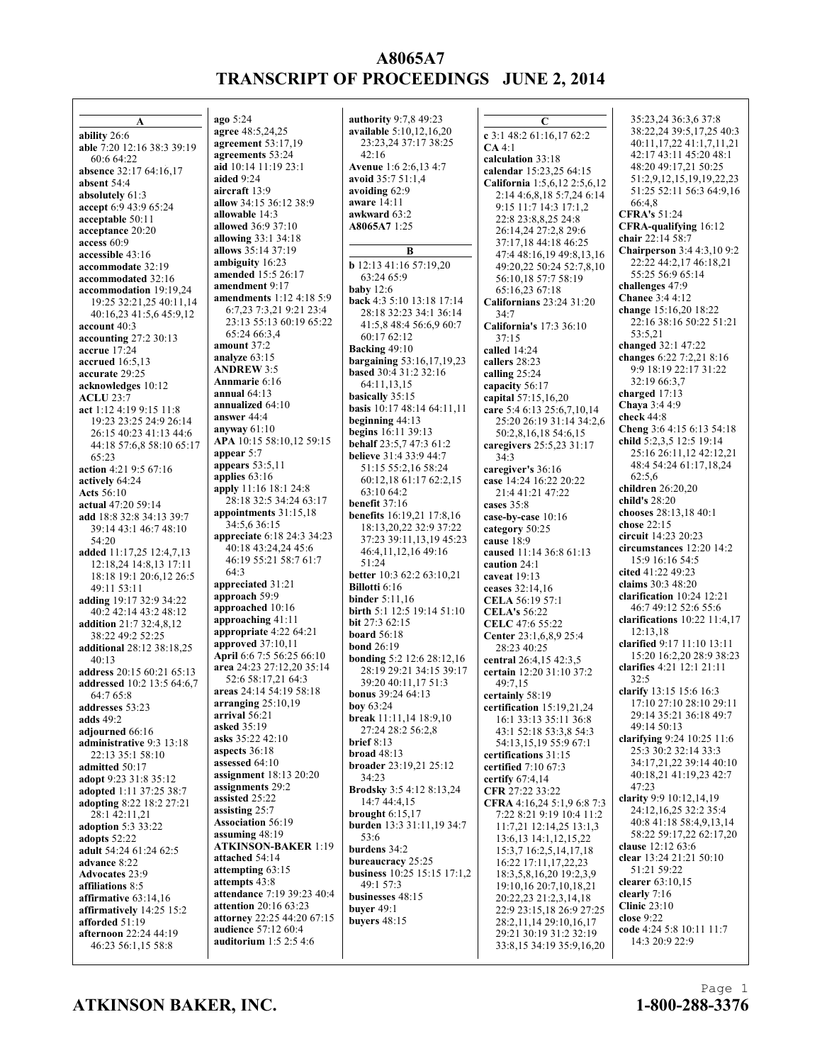# A8065A7
# TRANSCRIPT OF PROCEEDINGS JUNE 2, 2014

## A

**ability** 26:6
**able** 7:20 12:16 38:3 39:19 60:6 64:22
**absence** 32:17 64:16,17
**absent** 54:4
**absolutely** 61:3
**accept** 6:9 43:9 65:24
**acceptable** 50:11
**acceptance** 20:20
**access** 60:9
**accessible** 43:16
**accommodate** 32:19
**accommodated** 32:16
**accommodation** 19:19,24 19:25 32:21,25 40:11,14 40:16,23 41:5,6 45:9,12
**account** 40:3
**accounting** 27:2 30:13
**accrue** 17:24
**accrued** 16:5,13
**accurate** 29:25
**acknowledges** 10:12
**ACLU** 23:7
**act** 1:12 4:19 9:15 11:8 19:23 23:25 24:9 26:14 26:15 40:23 41:13 44:6 44:18 57:6,8 58:10 65:17 65:23
**action** 4:21 9:5 67:16
**actively** 64:24
**Acts** 56:10
**actual** 47:20 59:14
**add** 18:8 32:8 34:13 39:7 39:14 43:1 46:7 48:10 54:20
**added** 11:17,25 12:4,7,13 12:18,24 14:8,13 17:11 18:18 19:1 20:6,12 26:5 49:11 53:11
**adding** 19:17 32:9 34:22 40:2 42:14 43:2 48:12
**addition** 21:7 32:4,8,12 38:22 49:2 52:25
**additional** 28:12 38:18,25 40:13
**address** 20:15 60:21 65:13
**addressed** 10:2 13:5 64:6,7 64:7 65:8
**addresses** 53:23
**adds** 49:2
**adjourned** 66:16
**administrative** 9:3 13:18 22:13 35:1 58:10
**admitted** 50:17
**adopt** 9:23 31:8 35:12
**adopted** 1:11 37:25 38:7
**adopting** 8:22 18:2 27:21 28:1 42:11,21
**adoption** 5:3 33:22
**adopts** 52:22
**adult** 54:24 61:24 62:5
**advance** 8:22
**Advocates** 23:9
**affiliations** 8:5
**affirmative** 63:14,16
**affirmatively** 14:25 15:2
**afforded** 51:19
**afternoon** 22:24 44:19 46:23 56:1,15 58:8
**ago** 5:24
**agree** 48:5,24,25
**agreement** 53:17,19
**agreements** 53:24
**aid** 10:14 11:19 23:1
**aided** 9:24
**aircraft** 13:9
**allow** 34:15 36:12 38:9
**allowable** 14:3
**allowed** 36:9 37:10
**allowing** 33:1 34:18
**allows** 35:14 37:19
**ambiguity** 16:23
**amended** 15:5 26:17
**amendment** 9:17
**amendments** 1:12 4:18 5:9 6:7,23 7:3,21 9:21 23:4 23:13 55:13 60:19 65:22 65:24 66:3,4
**amount** 37:2
**analyze** 63:15
**ANDREW** 3:5
**Annmarie** 6:16
**annual** 64:13
**annualized** 64:10
**answer** 44:4
**anyway** 61:10
**APA** 10:15 58:10,12 59:15
**appear** 5:7
**appears** 53:5,11
**applies** 63:16
**apply** 11:16 18:1 24:8 28:18 32:5 34:24 63:17
**appointments** 31:15,18 34:5,6 36:15
**appreciate** 6:18 24:3 34:23 40:18 43:24,24 45:6 46:19 55:21 58:7 61:7 64:3
**appreciated** 31:21
**approach** 59:9
**approached** 10:16
**approaching** 41:11
**appropriate** 4:22 64:21
**approved** 37:10,11
**April** 6:6 7:5 56:25 66:10
**area** 24:23 27:12,20 35:14 52:6 58:17,21 64:3
**areas** 24:14 54:19 58:18
**arranging** 25:10,19
**arrival** 56:21
**asked** 35:19
**asks** 35:22 42:10
**aspects** 36:18
**assessed** 64:10
**assignment** 18:13 20:20
**assignments** 29:2
**assisted** 25:22
**assisting** 25:7
**Association** 56:19
**assuming** 48:19
**ATKINSON-BAKER** 1:19
**attached** 54:14
**attempting** 63:15
**attempts** 43:8
**attendance** 7:19 39:23 40:4
**attention** 20:16 63:23
**attorney** 22:25 44:20 67:15
**audience** 57:12 60:4
**auditorium** 1:5 2:5 4:6
**authority** 9:7,8 49:23
**available** 5:10,12,16,20 23:23,24 37:17 38:25 42:16
**Avenue** 1:6 2:6,13 4:7
**avoid** 35:7 51:1,4
**avoiding** 62:9
**aware** 14:11
**awkward** 63:2
**A8065A7** 1:25

## B

**b** 12:13 41:16 57:19,20 63:24 65:9
**baby** 12:6
**back** 4:3 5:10 13:18 17:14 28:18 32:23 34:1 36:14 41:5,8 48:4 56:6,9 60:7 60:17 62:12
**Backing** 49:10
**bargaining** 53:16,17,19,23
**based** 30:4 31:2 32:16 64:11,13,15
**basically** 35:15
**basis** 10:17 48:14 64:11,11
**beginning** 44:13
**begins** 16:11 39:13
**behalf** 23:5,7 47:3 61:2
**believe** 31:4 33:9 44:7 51:15 55:2,16 58:24 60:12,18 61:17 62:2,15 63:10 64:2
**benefit** 37:16
**benefits** 16:19,21 17:8,16 18:13,20,22 32:9 37:22 37:23 39:11,13,19 45:23 46:4,11,12,16 49:16 51:24
**better** 10:3 62:2 63:10,21
**Billotti** 6:16
**binder** 5:11,16
**birth** 5:1 12:5 19:14 51:10
**bit** 27:3 62:15
**board** 56:18
**bond** 26:19
**bonding** 5:2 12:6 28:12,16 28:19 29:21 34:15 39:17 39:20 40:11,17 51:3
**bonus** 39:24 64:13
**boy** 63:24
**break** 11:11,14 18:9,10 27:24 28:2 56:2,8
**brief** 8:13
**broad** 48:13
**broader** 23:19,21 25:12 34:23
**Brodsky** 3:5 4:12 8:13,24 14:7 44:4,15
**brought** 6:15,17
**burden** 13:3 31:11,19 34:7 53:6
**burdens** 34:2
**bureaucracy** 25:25
**business** 10:25 15:15 17:1,2 49:1 57:3
**businesses** 48:15
**buyer** 49:1
**buyers** 48:15

## C

**c** 3:1 48:2 61:16,17 62:2
**CA** 4:1
**calculation** 33:18
**calendar** 15:23,25 64:15
**California** 1:5,6,12 2:5,6,12 2:14 4:6,8,18 5:7,24 6:14 9:15 11:7 14:3 17:1,2 22:8 23:8,8,25 24:8 26:14,24 27:2,8 29:6 37:17,18 44:18 46:25 47:4 48:16,19 49:8,13,16 49:20,22 50:24 52:7,8,10 56:10,18 57:7 58:19 65:16,23 67:18
**Californians** 23:24 31:20 34:7
**California's** 17:3 36:10 37:15
**called** 14:24
**callers** 28:23
**calling** 25:24
**capacity** 56:17
**capital** 57:15,16,20
**care** 5:4 6:13 25:6,7,10,14 25:20 26:19 31:14 34:2,6 50:2,8,16,18 54:6,15
**caregivers** 25:5,23 31:17 34:3
**caregiver's** 36:16
**case** 14:24 16:22 20:22 21:4 41:21 47:22
**cases** 35:8
**case-by-case** 10:16
**category** 50:25
**cause** 18:9
**caused** 11:14 36:8 61:13
**caution** 24:1
**caveat** 19:13
**ceases** 32:14,16
**CELA** 56:19 57:1
**CELA's** 56:22
**CELC** 47:6 55:22
**Center** 23:1,6,8,9 25:4 28:23 40:25
**central** 26:4,15 42:3,5
**certain** 12:20 31:10 37:2 49:7,15
**certainly** 58:19
**certification** 15:19,21,24 16:1 33:13 35:11 36:8 43:1 52:18 53:3,8 54:3 54:13,15,19 55:9 67:1
**certifications** 31:15
**certified** 7:10 67:3
**certify** 67:4,14
**CFR** 27:22 33:22
**CFRA** 4:16,24 5:1,9 6:8 7:3 7:22 8:21 9:19 10:4 11:2 11:7,21 12:14,25 13:1,3 13:6,13 14:1,12,15,22 15:3,7 16:2,5,14,17,18 16:22 17:11,17,22,23 18:3,5,8,16,20 19:2,3,9 19:10,16 20:7,10,18,21 20:22,23 21:2,3,14,18 22:9 23:15,18 26:9 27:25 28:2,11,14 29:10,16,17 29:21 30:19 31:2 32:19 33:8,15 34:19 35:9,16,20 35:23,24 36:3,6 37:8 38:22,24 39:5,17,25 40:3 40:11,17,22 41:1,7,11,21 42:17 43:11 45:20 48:1 48:20 49:17,21 50:25 51:2,9,12,15,19,19,22,23 51:25 52:11 56:3 64:9,16 66:4,8
**CFRA's** 51:24
**CFRA-qualifying** 16:12
**chair** 22:14 58:7
**Chairperson** 3:4 4:3,10 9:2 22:22 44:2,17 46:18,21 55:25 56:9 65:14
**challenges** 47:9
**Chanee** 3:4 4:12
**change** 15:16,20 18:22 22:16 38:16 50:22 51:21 53:5,21
**changed** 32:1 47:22
**changes** 6:22 7:2,21 8:16 9:9 18:19 22:17 31:22 32:19 66:3,7
**charged** 17:13
**Chaya** 3:4 4:9
**check** 44:8
**Cheng** 3:6 4:15 6:13 54:18
**child** 5:2,3,5 12:5 19:14 25:16 26:11,12 42:12,21 48:4 54:24 61:17,18,24 62:5,6
**children** 26:20,20
**child's** 28:20
**chooses** 28:13,18 40:1
**chose** 22:15
**circuit** 14:23 20:23
**circumstances** 12:20 14:2 15:9 16:16 54:5
**cited** 41:22 49:23
**claims** 30:3 48:20
**clarification** 10:24 12:21 46:7 49:12 52:6 55:6
**clarifications** 10:22 11:4,17 12:13,18
**clarified** 9:17 11:10 13:11 15:20 16:2,20 28:9 38:23
**clarifies** 4:21 12:1 21:11 32:5
**clarify** 13:15 15:6 16:3 17:10 27:10 28:10 29:11 29:14 35:21 36:18 49:7 49:14 50:13
**clarifying** 9:24 10:25 11:6 25:3 30:2 32:14 33:3 34:17,21,22 39:14 40:10 40:18,21 41:19,23 42:7 47:23
**clarity** 9:9 10:12,14,19 24:12,16,25 32:2 35:4 40:8 41:18 58:4,9,13,14 58:22 59:17,22 62:17,20
**clause** 12:12 63:6
**clear** 13:24 21:21 50:10 51:21 59:22
**clearer** 63:10,15
**clearly** 7:16
**Clinic** 23:10
**close** 9:22
**code** 4:24 5:8 10:11 11:7 14:3 20:9 22:9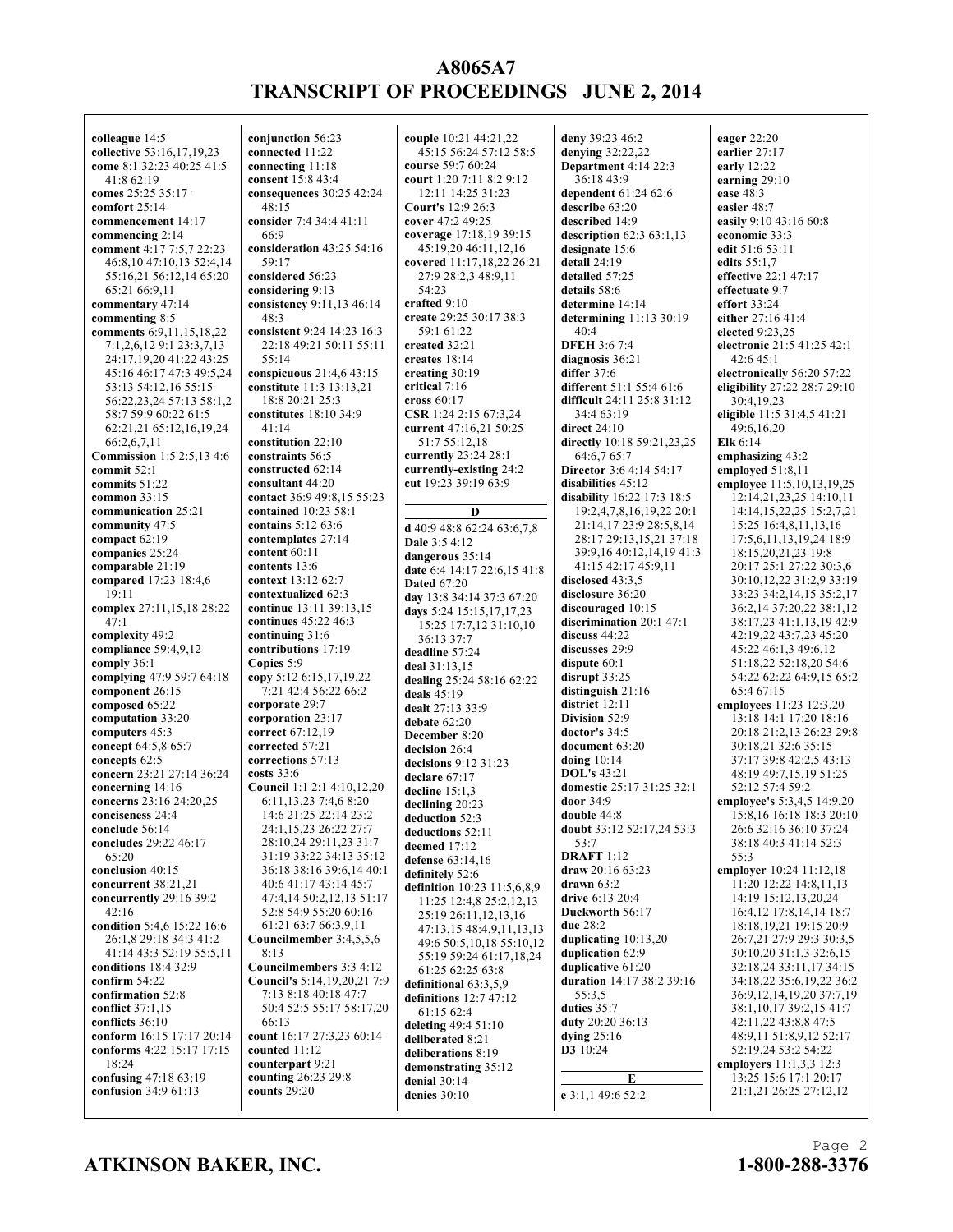# A8065A7
# TRANSCRIPT OF PROCEEDINGS JUNE 2, 2014

**colleague** 14:5
**collective** 53:16,17,19,23
**come** 8:1 32:23 40:25 41:5 41:8 62:19
**comes** 25:25 35:17
**comfort** 25:14
**commencement** 14:17
**commencing** 2:14
**comment** 4:17 7:5,7 22:23 46:8,10 47:10,13 52:4,14 55:16,21 56:12,14 65:20 65:21 66:9,11
**commentary** 47:14
**commenting** 8:5
**comments** 6:9,11,15,18,22 7:1,2,6,12 9:1 23:3,7,13 24:17,19,20 41:22 43:25 45:16 46:17 47:3 49:5,24 53:13 54:12,16 55:15 56:22,23,24 57:13 58:1,2 58:7 59:9 60:22 61:5 62:21,21 65:12,16,19,24 66:2,6,7,11
**Commission** 1:5 2:5,13 4:6
**commit** 52:1
**commits** 51:22
**common** 33:15
**communication** 25:21
**community** 47:5
**compact** 62:19
**companies** 25:24
**comparable** 21:19
**compared** 17:23 18:4,6 19:11
**complex** 27:11,15,18 28:22 47:1
**complexity** 49:2
**compliance** 59:4,9,12
**comply** 36:1
**complying** 47:9 59:7 64:18
**component** 26:15
**composed** 65:22
**computation** 33:20
**computers** 45:3
**concept** 64:5,8 65:7
**concepts** 62:5
**concern** 23:21 27:14 36:24
**concerning** 14:16
**concerns** 23:16 24:20,25
**conciseness** 24:4
**conclude** 56:14
**concludes** 29:22 46:17 65:20
**conclusion** 40:15
**concurrent** 38:21,21
**concurrently** 29:16 39:2 42:16
**condition** 5:4,6 15:22 16:6 26:1,8 29:18 34:3 41:2 41:14 43:3 52:19 55:5,11
**conditions** 18:4 32:9
**confirm** 54:22
**confirmation** 52:8
**conflict** 37:1,15
**conflicts** 36:10
**conform** 16:15 17:17 20:14
**conforms** 4:22 15:17 17:15 18:24
**confusing** 47:18 63:19
**confusion** 34:9 61:13
**conjunction** 56:23
**connected** 11:22
**connecting** 11:18
**consent** 15:8 43:4
**consequences** 30:25 42:24 48:15
**consider** 7:4 34:4 41:11 66:9
**consideration** 43:25 54:16 59:17
**considered** 56:23
**considering** 9:13
**consistency** 9:11,13 46:14 48:3
**consistent** 9:24 14:23 16:3 22:18 49:21 50:11 55:11 55:14
**conspicuous** 21:4,6 43:15
**constitute** 11:3 13:13,21 18:8 20:21 25:3
**constitutes** 18:10 34:9 41:14
**constitution** 22:10
**constraints** 56:5
**constructed** 62:14
**consultant** 44:20
**contact** 36:9 49:8,15 55:23
**contained** 10:23 58:1
**contains** 5:12 63:6
**contemplates** 27:14
**content** 60:11
**contents** 13:6
**context** 13:12 62:7
**contextualized** 62:3
**continue** 13:11 39:13,15
**continues** 45:22 46:3
**continuing** 31:6
**contributions** 17:19
**Copies** 5:9
**copy** 5:12 6:15,17,19,22 7:21 42:4 56:22 66:2
**corporate** 29:7
**corporation** 23:17
**correct** 67:12,19
**corrected** 57:21
**corrections** 57:13
**costs** 33:6
**Council** 1:1 2:1 4:10,12,20 6:11,13,23 7:4,6 8:20 14:6 21:25 22:14 23:2 24:1,15,23 26:22 27:7 28:10,24 29:11,23 31:7 31:19 33:22 34:13 35:12 36:18 38:16 39:6,14 40:1 40:6 41:17 43:14 45:7 47:4,14 50:2,12,13 51:17 52:8 54:9 55:20 60:16 61:21 63:7 66:3,9,11
**Councilmember** 3:4,5,5,6 8:13
**Councilmembers** 3:3 4:12
**Council's** 5:14,19,20,21 7:9 7:13 8:18 40:18 47:7 50:4 52:5 55:17 58:17,20 66:13
**count** 16:17 27:3,23 60:14
**counted** 11:12
**counterpart** 9:21
**counting** 26:23 29:8
**counts** 29:20
**couple** 10:21 44:21,22 45:15 56:24 57:12 58:5
**course** 59:7 60:24
**court** 1:20 7:11 8:2 9:12 12:11 14:25 31:23
**Court's** 12:9 26:3
**cover** 47:2 49:25
**coverage** 17:18,19 39:15 45:19,20 46:11,12,16
**covered** 11:17,18,22 26:21 27:9 28:2,3 48:9,11 54:23
**crafted** 9:10
**create** 29:25 30:17 38:3 59:1 61:22
**created** 32:21
**creates** 18:14
**creating** 30:19
**critical** 7:16
**cross** 60:17
**CSR** 1:24 2:15 67:3,24
**current** 47:16,21 50:25 51:7 55:12,18
**currently** 23:24 28:1
**currently-existing** 24:2
**cut** 19:23 39:19 63:9

## D

**d** 40:9 48:8 62:24 63:6,7,8
**Dale** 3:5 4:12
**dangerous** 35:14
**date** 6:4 14:17 22:6,15 41:8
**Dated** 67:20
**day** 13:8 34:14 37:3 67:20
**days** 5:24 15:15,17,17,23 15:25 17:7,12 31:10,10 36:13 37:7
**deadline** 57:24
**deal** 31:13,15
**dealing** 25:24 58:16 62:22
**deals** 45:19
**dealt** 27:13 33:9
**debate** 62:20
**December** 8:20
**decision** 26:4
**decisions** 9:12 31:23
**declare** 67:17
**decline** 15:1,3
**declining** 20:23
**deduction** 52:3
**deductions** 52:11
**deemed** 17:12
**defense** 63:14,16
**definitely** 52:6
**definition** 10:23 11:5,6,8,9 11:25 12:4,8 25:2,12,13 25:19 26:11,12,13,16 47:13,15 48:4,9,11,13,13 49:6 50:5,10,18 55:10,12 55:19 59:24 61:17,18,24 61:25 62:25 63:8
**definitional** 63:3,5,9
**definitions** 12:7 47:12 61:15 62:4
**deleting** 49:4 51:10
**deliberated** 8:21
**deliberations** 8:19
**demonstrating** 35:12
**denial** 30:14
**denies** 30:10
**deny** 39:23 46:2
**denying** 32:22,22
**Department** 4:14 22:3 36:18 43:9
**dependent** 61:24 62:6
**describe** 63:20
**described** 14:9
**description** 62:3 63:1,13
**designate** 15:6
**detail** 24:19
**detailed** 57:25
**details** 58:6
**determine** 14:14
**determining** 11:13 30:19 40:4
**DFEH** 3:6 7:4
**diagnosis** 36:21
**differ** 37:6
**different** 51:1 55:4 61:6
**difficult** 24:11 25:8 31:12 34:4 63:19
**direct** 24:10
**directly** 10:18 59:21,23,25 64:6,7 65:7
**Director** 3:6 4:14 54:17
**disabilities** 45:12
**disability** 16:22 17:3 18:5 19:2,4,7,8,16,19,22 20:1 21:14,17 23:9 28:5,8,14 28:17 29:13,15,21 37:18 39:9,16 40:12,14,19 41:3 41:15 42:17 45:9,11
**disclosed** 43:3,5
**disclosure** 36:20
**discouraged** 10:15
**discrimination** 20:1 47:1
**discuss** 44:22
**discusses** 29:9
**dispute** 60:1
**disrupt** 33:25
**distinguish** 21:16
**district** 12:11
**Division** 52:9
**doctor's** 34:5
**document** 63:20
**doing** 10:14
**DOL's** 43:21
**domestic** 25:17 31:25 32:1
**door** 34:9
**double** 44:8
**doubt** 33:12 52:17,24 53:3 53:7
**DRAFT** 1:12
**draw** 20:16 63:23
**drawn** 63:2
**drive** 6:13 20:4
**Duckworth** 56:17
**due** 28:2
**duplicating** 10:13,20
**duplication** 62:9
**duplicative** 61:20
**duration** 14:17 38:2 39:16 55:3,5
**duties** 35:7
**duty** 20:20 36:13
**dying** 25:16
**D3** 10:24

## E

**e** 3:1,1 49:6 52:2
**eager** 22:20
**earlier** 27:17
**early** 12:22
**earning** 29:10
**ease** 48:3
**easier** 48:7
**easily** 9:10 43:16 60:8
**economic** 33:3
**edit** 51:6 53:11
**edits** 55:1,7
**effective** 22:1 47:17
**effectuate** 9:7
**effort** 33:24
**either** 27:16 41:4
**elected** 9:23,25
**electronic** 21:5 41:25 42:1 42:6 45:1
**electronically** 56:20 57:22
**eligibility** 27:22 28:7 29:10 30:4,19,23
**eligible** 11:5 31:4,5 41:21 49:6,16,20
**Elk** 6:14
**emphasizing** 43:2
**employed** 51:8,11
**employee** 11:5,10,13,19,25 12:14,21,23,25 14:10,11 14:14,15,22,25 15:2,7,21 15:25 16:4,8,11,13,16 17:5,6,11,13,19,24 18:9 18:15,20,21,23 19:8 20:17 25:1 27:22 30:3,6 30:10,12,22 31:2,9 33:19 33:23 34:2,14,15 35:2,17 36:2,14 37:20,22 38:1,12 38:17,23 41:1,13,19 42:9 42:19,22 43:7,23 45:20 45:22 46:1,3 49:6,12 51:18,22 52:18,20 54:6 54:22 62:22 64:9,15 65:2 65:4 67:15
**employees** 11:23 12:3,20 13:18 14:1 17:20 18:16 20:18 21:2,13 26:23 29:8 30:18,21 32:6 35:15 37:17 39:8 42:2,5 43:13 48:19 49:7,15,19 51:25 52:12 57:4 59:2
**employee's** 5:3,4,5 14:9,20 15:8,16 16:18 18:3 20:10 26:6 32:16 36:10 37:24 38:18 40:3 41:14 52:3 55:3
**employer** 10:24 11:12,18 11:20 12:22 14:8,11,13 14:19 15:12,13,20,24 16:4,12 17:8,14,14 18:7 18:18,19,21 19:15 20:9 26:7,21 27:9 29:3 30:3,5 30:10,20 31:1,3 32:6,15 32:18,24 33:11,17 34:15 34:18,22 35:6,19,22 36:2 36:9,12,14,19,20 37:7,19 38:1,10,17 39:2,15 41:7 42:11,22 43:8,8 47:5 48:9,11 51:8,9,12 52:17 52:19,24 53:2 54:22
**employers** 11:1,3,3 12:3 13:25 15:6 17:1 20:17 21:1,21 26:25 27:12,12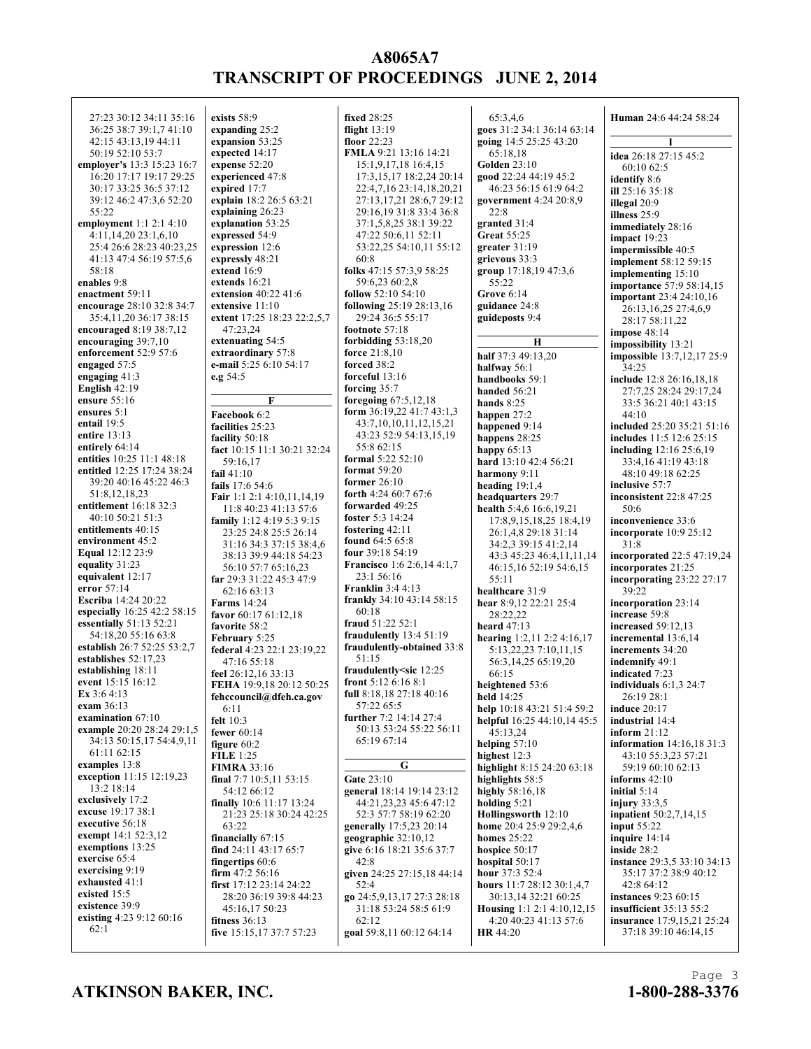27:23 30:12 34:11 35:16 36:25 38:7 39:1,7 41:10 42:15 43:13,19 44:11 50:19 52:10 53:7

**employer's** 13:3 15:23 16:7 16:20 17:17 19:17 29:25 30:17 33:25 36:5 37:12 39:12 46:2 47:3,6 52:20 55:22

**employment** 1:1 2:1 4:10 4:11,14,20 23:1,6,10 25:4 26:6 28:23 40:23,25 41:13 47:4 56:19 57:5,6 58:18

**enables** 9:8

**enactment** 59:11

**encourage** 28:10 32:8 34:7 35:4,11,20 36:17 38:15

**encouraged** 8:19 38:7,12

**encouraging** 39:7,10

**enforcement** 52:9 57:6

**engaged** 57:5

**engaging** 41:3

**English** 42:19

**ensure** 55:16

**ensures** 5:1

**entail** 19:5

**entire** 13:13

**entirely** 64:14

**entities** 10:25 11:1 48:18

**entitled** 12:25 17:24 38:24 39:20 40:16 45:22 46:3 51:8,12,18,23

**entitlement** 16:18 32:3 40:10 50:21 51:3

**entitlements** 40:15

**environment** 45:2

**Equal** 12:12 23:9

**equality** 31:23

**equivalent** 12:17

**error** 57:14

**Escriba** 14:24 20:22

**especially** 16:25 42:2 58:15

**essentially** 51:13 52:21 54:18,20 55:16 63:8

**establish** 26:7 52:25 53:2,7

**establishes** 52:17,23

**establishing** 18:11

**event** 15:15 16:12

**Ex** 3:6 4:13

**exam** 36:13

**examination** 67:10

**example** 20:20 28:24 29:1,5 34:13 50:15,17 54:4,9,11 61:11 62:15

**examples** 13:8

**exception** 11:15 12:19,23 13:2 18:14

**exclusively** 17:2

**excuse** 19:17 38:1

**executive** 56:18

**exempt** 14:1 52:3,12

**exemptions** 13:25

**exercise** 65:4

**exercising** 9:19

**exhausted** 41:1

**existed** 15:5

**existence** 39:9

**existing** 4:23 9:12 60:16 62:1

**exists** 58:9

**expanding** 25:2

**expansion** 53:25

**expected** 14:17

**expense** 52:20

**experienced** 47:8

**expired** 17:7

**explain** 18:2 26:5 63:21

**explaining** 26:23

**explanation** 53:25

**expressed** 54:9

**expression** 12:6

**expressly** 48:21

**extend** 16:9

**extends** 16:21

**extension** 40:22 41:6

**extensive** 11:10

**extent** 17:25 18:23 22:2,5,7 47:23,24

**extenuating** 54:5

**extraordinary** 57:8

**e-mail** 5:25 6:10 54:17

**e.g** 54:5

### F

**Facebook** 6:2

**facilities** 25:23

**facility** 50:18

**fact** 10:15 11:1 30:21 32:24 59:16,17

**fail** 41:10

**fails** 17:6 54:6

**Fair** 1:1 2:1 4:10,11,14,19 11:8 40:23 41:13 57:6

**family** 1:12 4:19 5:3 9:15 23:25 24:8 25:5 26:14 31:16 34:3 37:15 38:4,6 38:13 39:9 44:18 54:23 56:10 57:7 65:16,23

**far** 29:3 31:22 45:3 47:9 62:16 63:13

**Farms** 14:24

**favor** 60:17 61:12,18

**favorite** 58:2

**February** 5:25

**federal** 4:23 22:1 23:19,22 47:16 55:18

**feel** 26:12,16 33:13

**FEHA** 19:9,18 20:12 50:25

**fehccouncil@dfeh.ca.gov** 6:11

**felt** 10:3

**fewer** 60:14

**figure** 60:2

**FILE** 1:25

**FIMRA** 33:16

**final** 7:7 10:5,11 53:15 54:12 66:12

**finally** 10:6 11:17 13:24 21:23 25:18 30:24 42:25 63:22

**financially** 67:15

**find** 24:11 43:17 65:7

**fingertips** 60:6

**firm** 47:2 56:16

**first** 17:12 23:14 24:22 28:20 36:19 39:8 44:23 45:16,17 50:23

**fitness** 36:13

**five** 15:15,17 37:7 57:23

**fixed** 28:25

**flight** 13:19

**floor** 22:23

**FMLA** 9:21 13:16 14:21 15:1,9,17,18 16:4,15 17:3,15,17 18:2,24 20:14 22:4,7,16 23:14,18,20,21 27:13,17,21 28:6,7 29:12 29:16,19 31:8 33:4 36:8 37:1,5,8,25 38:1 39:22 47:22 50:6,11 52:11 53:22,25 54:10,11 55:12 60:8

**folks** 47:15 57:3,9 58:25 59:6,23 60:2,8

**follow** 52:10 54:10

**following** 25:19 28:13,16 29:24 36:5 55:17

**footnote** 57:18

**forbidding** 53:18,20

**force** 21:8,10

**forced** 38:2

**forceful** 13:16

**forcing** 35:7

**foregoing** 67:5,12,18

**form** 36:19,22 41:7 43:1,3 43:7,10,10,11,12,15,21 43:23 52:9 54:13,15,19 55:8 62:15

**formal** 5:22 52:10

**format** 59:20

**former** 26:10

**forth** 4:24 60:7 67:6

**forwarded** 49:25

**foster** 5:3 14:24

**fostering** 42:11

**found** 64:5 65:8

**four** 39:18 54:19

**Francisco** 1:6 2:6,14 4:1,7 23:1 56:16

**Franklin** 3:4 4:13

**frankly** 34:10 43:14 58:15 60:18

**fraud** 51:22 52:1

**fraudulently** 13:4 51:19

**fraudulently-obtained** 33:8 51:15

**fraudulently<sic** 12:25

**front** 5:12 6:16 8:1

**full** 8:18,18 27:18 40:16 57:22 65:5

**further** 7:2 14:14 27:4 50:13 53:24 55:22 56:11 65:19 67:14

### G

**Gate** 23:10

**general** 18:14 19:14 23:12 44:21,23,23 45:6 47:12 52:3 57:7 58:19 62:20

**generally** 17:5,23 20:14

**geographic** 32:10,12

**give** 6:16 18:21 35:6 37:7 42:8

**given** 24:25 27:15,18 44:14 52:4

**go** 24:5,9,13,17 27:3 28:18 31:18 53:24 58:5 61:9 62:12

**goal** 59:8,11 60:12 64:14

65:3,4,6

**goes** 31:2 34:1 36:14 63:14

**going** 14:5 25:25 43:20 65:18,18

**Golden** 23:10

**good** 22:24 44:19 45:2 46:23 56:15 61:9 64:2

**government** 4:24 20:8,9 22:8

**granted** 31:4

**Great** 55:25

**greater** 31:19

**grievous** 33:3

**group** 17:18,19 47:3,6 55:22

**Grove** 6:14

**guidance** 24:8

**guideposts** 9:4

### H

**half** 37:3 49:13,20

**halfway** 56:1

**handbooks** 59:1

**handed** 56:21

**hands** 8:25

**happen** 27:2

**happened** 9:14

**happens** 28:25

**happy** 65:13

**hard** 13:10 42:4 56:21

**harmony** 9:11

**heading** 19:1,4

**headquarters** 29:7

**health** 5:4,6 16:6,19,21 17:8,9,15,18,25 18:4,19 26:1,4,8 29:18 31:14 34:2,3 39:15 41:2,14 43:3 45:23 46:4,11,11,14 46:15,16 52:19 54:6,15 55:11

**healthcare** 31:9

**hear** 8:9,12 22:21 25:4 28:22,22

**heard** 47:13

**hearing** 1:2,11 2:2 4:16,17 5:13,22,23 7:10,11,15 56:3,14,25 65:19,20 66:15

**heightened** 53:6

**held** 14:25

**help** 10:18 43:21 51:4 59:2

**helpful** 16:25 44:10,14 45:5 45:13,24

**helping** 57:10

**highest** 12:3

**highlight** 8:15 24:20 63:18

**highlights** 58:5

**highly** 58:16,18

**holding** 5:21

**Hollingsworth** 12:10

**home** 20:4 25:9 29:2,4,6

**homes** 25:22

**hospice** 50:17

**hospital** 50:17

**hour** 37:3 52:4

**hours** 11:7 28:12 30:1,4,7 30:13,14 32:21 60:25

**Housing** 1:1 2:1 4:10,12,15 4:20 40:23 41:13 57:6

**HR** 44:20

**Human** 24:6 44:24 58:24

### I

**idea** 26:18 27:15 45:2 60:10 62:5

**identify** 8:6

**ill** 25:16 35:18

**illegal** 20:9

**illness** 25:9

**immediately** 28:16

**impact** 19:23

**impermissible** 40:5

**implement** 58:12 59:15

**implementing** 15:10

**importance** 57:9 58:14,15

**important** 23:4 24:10,16 26:13,16,25 27:4,6,9 28:17 58:11,22

**impose** 48:14

**impossibility** 13:21

**impossible** 13:7,12,17 25:9 34:25

**include** 12:8 26:16,18,18 27:7,25 28:24 29:17,24 33:5 36:21 40:1 43:15 44:10

**included** 25:20 35:21 51:16

**includes** 11:5 12:6 25:15

**including** 12:16 25:6,19 33:4,16 41:19 43:18 48:10 49:18 62:25

**inclusive** 57:7

**inconsistent** 22:8 47:25 50:6

**inconvenience** 33:6

**incorporate** 10:9 25:12 31:8

**incorporated** 22:5 47:19,24

**incorporates** 21:25

**incorporating** 23:22 27:17 39:22

**incorporation** 23:14

**increase** 59:8

**increased** 59:12,13

**incremental** 13:6,14

**increments** 34:20

**indemnify** 49:1

**indicated** 7:23

**individuals** 6:1,3 24:7 26:19 28:1

**induce** 20:17

**industrial** 14:4

**inform** 21:12

**information** 14:16,18 31:3 43:10 55:3,23 57:21 59:19 60:10 62:13

**informs** 42:10

**initial** 5:14

**injury** 33:3,5

**inpatient** 50:2,7,14,15

**input** 55:22

**inquire** 14:14

**inside** 28:2

**instance** 29:3,5 33:10 34:13 35:17 37:2 38:9 40:12 42:8 64:12

**instances** 9:23 60:15

**insufficient** 35:13 55:2

**insurance** 17:9,15,21 25:24 37:18 39:10 46:14,15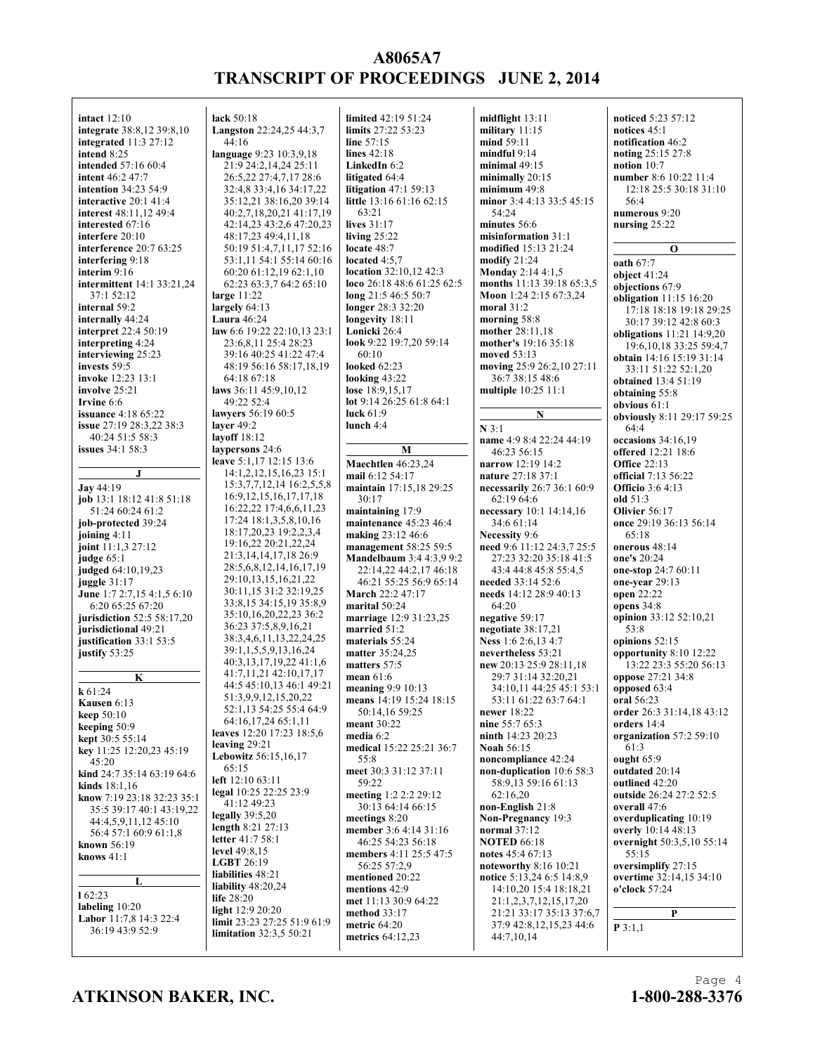**intact** 12:10
**integrate** 38:8,12 39:8,10
**integrated** 11:3 27:12
**intend** 8:25
**intended** 57:16 60:4
**intent** 46:2 47:7
**intention** 34:23 54:9
**interactive** 20:1 41:4
**interest** 48:11,12 49:4
**interested** 67:16
**interfere** 20:10
**interference** 20:7 63:25
**interfering** 9:18
**interim** 9:16
**intermittent** 14:1 33:21,24 37:1 52:12
**internal** 59:2
**internally** 44:24
**interpret** 22:4 50:19
**interpreting** 4:24
**interviewing** 25:23
**invests** 59:5
**invoke** 12:23 13:1
**involve** 25:21
**Irvine** 6:6
**issuance** 4:18 65:22
**issue** 27:19 28:3,22 38:3 40:24 51:5 58:3
**issues** 34:1 58:3

## J

**Jay** 44:19
**job** 13:1 18:12 41:8 51:18 51:24 60:24 61:2
**job-protected** 39:24
**joining** 4:11
**joint** 11:1,3 27:12
**judge** 65:1
**judged** 64:10,19,23
**juggle** 31:17
**June** 1:7 2:7,15 4:1,5 6:10 6:20 65:25 67:20
**jurisdiction** 52:5 58:17,20
**jurisdictional** 49:21
**justification** 33:1 53:5
**justify** 53:25

## K

**k** 61:24
**Kausen** 6:13
**keep** 50:10
**keeping** 50:9
**kept** 30:5 55:14
**key** 11:25 12:20,23 45:19 45:20
**kind** 24:7 35:14 63:19 64:6
**kinds** 18:1,16
**know** 7:19 23:18 32:23 35:1 35:5 39:17 40:1 43:19,22 44:4,5,9,11,12 45:10 56:4 57:1 60:9 61:1,8
**known** 56:19
**knows** 41:1

## L

**l** 62:23
**labeling** 10:20
**Labor** 11:7,8 14:3 22:4 36:19 43:9 52:9
**lack** 50:18
**Langston** 22:24,25 44:3,7 44:16
**language** 9:23 10:3,9,18 21:9 24:2,14,24 25:11 26:5,22 27:4,7,17 28:6 32:4,8 33:4,16 34:17,22 35:12,21 38:16,20 39:14 40:2,7,18,20,21 41:17,19 42:14,23 43:2,6 47:20,23 48:17,23 49:4,11,18 50:19 51:4,7,11,17 52:16 53:1,11 54:1 55:14 60:16 60:20 61:12,19 62:1,10 62:23 63:3,7 64:2 65:10
**large** 11:22
**largely** 64:13
**Laura** 46:24
**law** 6:6 19:22 22:10,13 23:1 23:6,8,11 25:4 28:23 39:16 40:25 41:22 47:4 48:19 56:16 58:17,18,19 64:18 67:18
**laws** 36:11 45:9,10,12 49:22 52:4
**lawyers** 56:19 60:5
**layer** 49:2
**layoff** 18:12
**laypersons** 24:6
**leave** 5:1,17 12:15 13:6 14:1,2,12,15,16,23 15:1 15:3,7,7,12,14 16:2,5,5,8 16:9,12,15,16,17,17,18 16:22,22 17:4,6,6,11,23 17:24 18:1,3,5,8,10,16 18:17,20,23 19:2,2,3,4 19:16,22 20:21,22,24 21:3,14,14,17,18 26:9 28:5,6,8,12,14,16,17,19 29:10,13,15,16,21,22 30:11,15 31:2 32:19,25 33:8,15 34:15,19 35:8,9 35:10,16,20,22,23 36:2 36:23 37:5,8,9,16,21 38:3,4,6,11,13,22,24,25 39:1,1,5,5,9,13,16,24 40:3,13,17,19,22 41:1,6 41:7,11,21 42:10,17,17 44:5 45:10,13 46:1 49:21 51:3,9,9,12,15,20,22 52:1,13 54:25 55:4 64:9 64:16,17,24 65:1,11
**leaves** 12:20 17:23 18:5,6
**leaving** 29:21
**Lebowitz** 56:15,16,17 65:15
**left** 12:10 63:11
**legal** 10:25 22:25 23:9 41:12 49:23
**legally** 39:5,20
**length** 8:21 27:13
**letter** 41:7 58:1
**level** 49:8,15
**LGBT** 26:19
**liabilities** 48:21
**liability** 48:20,24
**life** 28:20
**light** 12:9 20:20
**limit** 23:23 27:25 51:9 61:9
**limitation** 32:3,5 50:21
**limited** 42:19 51:24
**limits** 27:22 53:23
**line** 57:15
**lines** 42:18
**LinkedIn** 6:2
**litigated** 64:4
**litigation** 47:1 59:13
**little** 13:16 61:16 62:15 63:21
**lives** 31:17
**living** 25:22
**locate** 48:7
**located** 4:5,7
**location** 32:10,12 42:3
**loco** 26:18 48:6 61:25 62:5
**long** 21:5 46:5 50:7
**longer** 28:3 32:20
**longevity** 18:11
**Lonicki** 26:4
**look** 9:22 19:7,20 59:14 60:10
**looked** 62:23
**looking** 43:22
**lose** 18:9,15,17
**lot** 9:14 26:25 61:8 64:1
**luck** 61:9
**lunch** 4:4

## M

**Maechtlen** 46:23,24
**mail** 6:12 54:17
**maintain** 17:15,18 29:25 30:17
**maintaining** 17:9
**maintenance** 45:23 46:4
**making** 23:12 46:6
**management** 58:25 59:5
**Mandelbaum** 3:4 4:3,9 9:2 22:14,22 44:2,17 46:18 46:21 55:25 56:9 65:14
**March** 22:2 47:17
**marital** 50:24
**marriage** 12:9 31:23,25
**married** 51:2
**materials** 55:24
**matter** 35:24,25
**matters** 57:5
**mean** 61:6
**meaning** 9:9 10:13
**means** 14:19 15:24 18:15 50:14,16 59:25
**meant** 30:22
**media** 6:2
**medical** 15:22 25:21 36:7 55:8
**meet** 30:3 31:12 37:11 59:22
**meeting** 1:2 2:2 29:12 30:13 64:14 66:15
**meetings** 8:20
**member** 3:6 4:14 31:16 46:25 54:23 56:18
**members** 4:11 25:5 47:5 56:25 57:2,9
**mentioned** 20:22
**mentions** 42:9
**met** 11:13 30:9 64:22
**method** 33:17
**metric** 64:20
**metrics** 64:12,23
**midflight** 13:11
**military** 11:15
**mind** 59:11
**mindful** 9:14
**minimal** 49:15
**minimally** 20:15
**minimum** 49:8
**minor** 3:4 4:13 33:5 45:15 54:24
**minutes** 56:6
**misinformation** 31:1
**modified** 15:13 21:24
**modify** 21:24
**Monday** 2:14 4:1,5
**months** 11:13 39:18 65:3,5
**Moon** 1:24 2:15 67:3,24
**moral** 31:2
**morning** 58:8
**mother** 28:11,18
**mother's** 19:16 35:18
**moved** 53:13
**moving** 25:9 26:2,10 27:11 36:7 38:15 48:6
**multiple** 10:25 11:1

## N

**N** 3:1
**name** 4:9 8:4 22:24 44:19 46:23 56:15
**narrow** 12:19 14:2
**nature** 27:18 37:1
**necessarily** 26:7 36:1 60:9 62:19 64:6
**necessary** 10:1 14:14,16 34:6 61:14
**Necessity** 9:6
**need** 9:6 11:12 24:3,7 25:5 27:23 32:20 35:18 41:5 43:4 44:8 45:8 55:4,5
**needed** 33:14 52:6
**needs** 14:12 28:9 40:13 64:20
**negative** 59:17
**negotiate** 38:17,21
**Ness** 1:6 2:6,13 4:7
**nevertheless** 53:21
**new** 20:13 25:9 28:11,18 29:7 31:14 32:20,21 34:10,11 44:25 45:1 53:1 53:11 61:22 63:7 64:1
**newer** 18:22
**nine** 55:7 65:3
**ninth** 14:23 20:23
**Noah** 56:15
**noncompliance** 42:24
**non-duplication** 10:6 58:3 58:9,13 59:16 61:13 62:16,20
**non-English** 21:8
**Non-Pregnancy** 19:3
**normal** 37:12
**NOTED** 66:18
**notes** 45:4 67:13
**noteworthy** 8:16 10:21
**notice** 5:13,24 6:5 14:8,9 14:10,20 15:4 18:18,21 21:1,2,3,7,12,15,17,20 21:21 33:17 35:13 37:6,7 37:9 42:8,12,15,23 44:6 44:7,10,14
**noticed** 5:23 57:12
**notices** 45:1
**notification** 46:2
**noting** 25:15 27:8
**notion** 10:7
**number** 8:6 10:22 11:4 12:18 25:5 30:18 31:10 56:4
**numerous** 9:20
**nursing** 25:22

## O

**oath** 67:7
**object** 41:24
**objections** 67:9
**obligation** 11:15 16:20 17:18 18:18 19:18 29:25 30:17 39:12 42:8 60:3
**obligations** 11:21 14:9,20 19:6,10,18 33:25 59:4,7
**obtain** 14:16 15:19 31:14 33:11 51:22 52:1,20
**obtained** 13:4 51:19
**obtaining** 55:8
**obvious** 61:1
**obviously** 8:11 29:17 59:25 64:4
**occasions** 34:16,19
**offered** 12:21 18:6
**Office** 22:13
**official** 7:13 56:22
**Officio** 3:6 4:13
**old** 51:3
**Olivier** 56:17
**once** 29:19 36:13 56:14 65:18
**onerous** 48:14
**one's** 20:24
**one-stop** 24:7 60:11
**one-year** 29:13
**open** 22:22
**opens** 34:8
**opinion** 33:12 52:10,21 53:8
**opinions** 52:15
**opportunity** 8:10 12:22 13:22 23:3 55:20 56:13
**oppose** 27:21 34:8
**opposed** 63:4
**oral** 56:23
**order** 26:3 31:14,18 43:12
**orders** 14:4
**organization** 57:2 59:10 61:3
**ought** 65:9
**outdated** 20:14
**outlined** 42:20
**outside** 26:24 27:2 52:5
**overall** 47:6
**overduplicating** 10:19
**overly** 10:14 48:13
**overnight** 50:3,5,10 55:14 55:15
**oversimplify** 27:15
**overtime** 32:14,15 34:10
**o'clock** 57:24

## P

**P** 3:1,1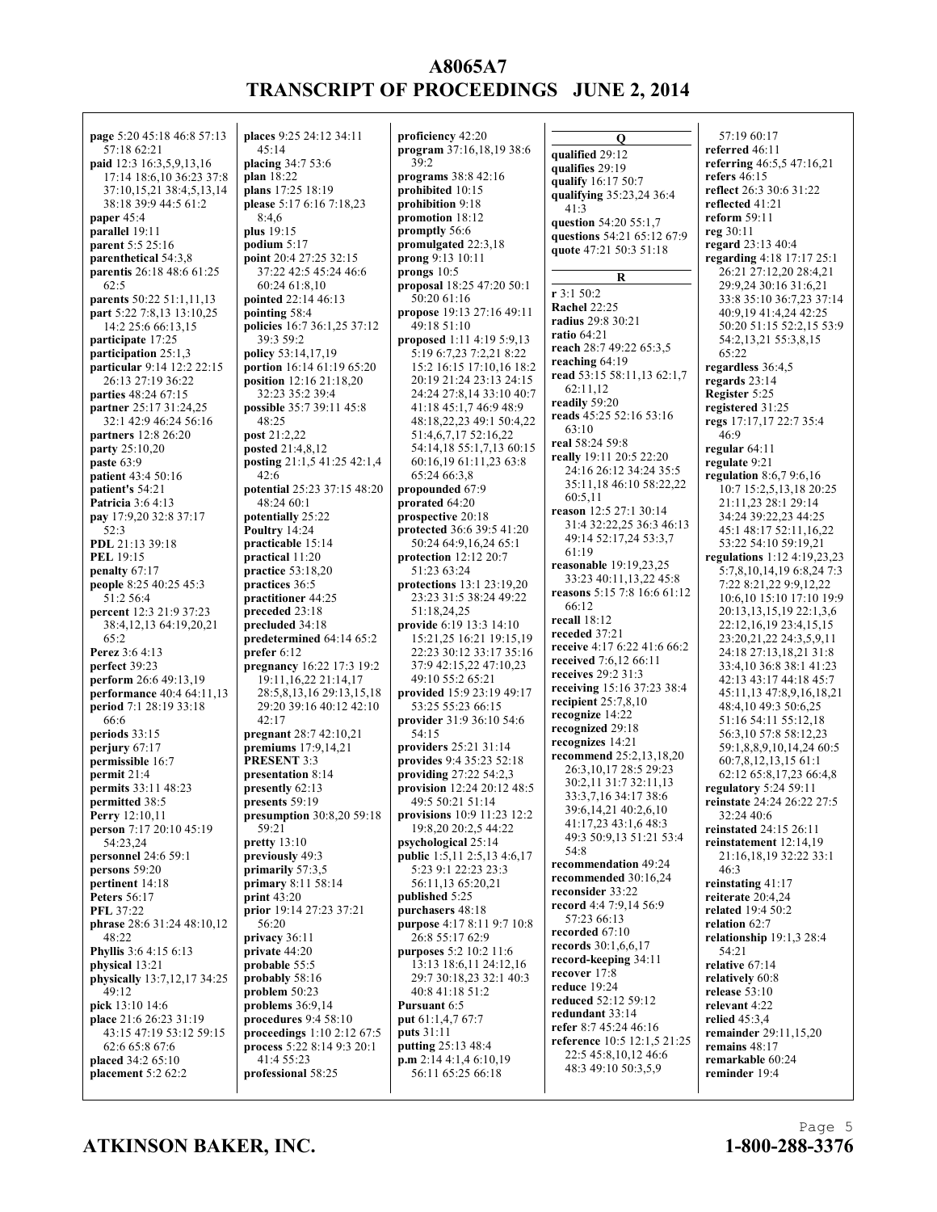page 5:20 45:18 46:8 57:13 57:18 62:21
paid 12:3 16:3,5,9,13,16 17:14 18:6,10 36:23 37:8 37:10,15,21 38:4,5,13,14 38:18 39:9 44:5 61:2
paper 45:4
parallel 19:11
parent 5:5 25:16
parenthetical 54:3,8
parentis 26:18 48:6 61:25 62:5
parents 50:22 51:1,11,13
part 5:22 7:8,13 13:10,25 14:2 25:6 66:13,15
participate 17:25
participation 25:1,3
particular 9:14 12:2 22:15 26:13 27:19 36:22
parties 48:24 67:15
partner 25:17 31:24,25 32:1 42:9 46:24 56:16
partners 12:8 26:20
party 25:10,20
paste 63:9
patient 43:4 50:16
patient's 54:21
Patricia 3:6 4:13
pay 17:9,20 32:8 37:17 52:3
PDL 21:13 39:18
PEL 19:15
penalty 67:17
people 8:25 40:25 45:3 51:2 56:4
percent 12:3 21:9 37:23 38:4,12,13 64:19,20,21 65:2
Perez 3:6 4:13
perfect 39:23
perform 26:6 49:13,19
performance 40:4 64:11,13
period 7:1 28:19 33:18 66:6
periods 33:15
perjury 67:17
permissible 16:7
permit 21:4
permits 33:11 48:23
permitted 38:5
Perry 12:10,11
person 7:17 20:10 45:19 54:23,24
personnel 24:6 59:1
persons 59:20
pertinent 14:18
Peters 56:17
PFL 37:22
phrase 28:6 31:24 48:10,12 48:22
Phyllis 3:6 4:15 6:13
physical 13:21
physically 13:7,12,17 34:25 49:12
pick 13:10 14:6
place 21:6 26:23 31:19 43:15 47:19 53:12 59:15 62:6 65:8 67:6
placed 34:2 65:10
placement 5:2 62:2
places 9:25 24:12 34:11 45:14
placing 34:7 53:6
plan 18:22
plans 17:25 18:19
please 5:17 6:16 7:18,23 8:4,6
plus 19:15
podium 5:17
point 20:4 27:25 32:15 37:22 42:5 45:24 46:6 60:24 61:8,10
pointed 22:14 46:13
pointing 58:4
policies 16:7 36:1,25 37:12 39:3 59:2
policy 53:14,17,19
portion 16:14 61:19 65:20
position 12:16 21:18,20 32:23 35:2 39:4
possible 35:7 39:11 45:8 48:25
post 21:2,22
posted 21:4,8,12
posting 21:1,5 41:25 42:1,4 42:6
potential 25:23 37:15 48:20 48:24 60:1
potentially 25:22
Poultry 14:24
practicable 15:14
practical 11:20
practice 53:18,20
practices 36:5
practitioner 44:25
preceded 23:18
precluded 34:18
predetermined 64:14 65:2
prefer 6:12
pregnancy 16:22 17:3 19:2 19:11,16,22 21:14,17 28:5,8,13,16 29:13,15,18 29:20 39:16 40:12 42:10 42:17
pregnant 28:7 42:10,21
premiums 17:9,14,21
PRESENT 3:3
presentation 8:14
presently 62:13
presents 59:19
presumption 30:8,20 59:18 59:21
pretty 13:10
previously 49:3
primarily 57:3,5
primary 8:11 58:14
print 43:20
prior 19:14 27:23 37:21 56:20
privacy 36:11
private 44:20
probable 55:5
probably 58:16
problem 50:23
problems 36:9,14
procedures 9:4 58:10
proceedings 1:10 2:12 67:5
process 5:22 8:14 9:3 20:1 41:4 55:23
professional 58:25
proficiency 42:20
program 37:16,18,19 38:6 39:2
programs 38:8 42:16
prohibited 10:15
prohibition 9:18
promotion 18:12
promptly 56:6
promulgated 22:3,18
prong 9:13 10:11
prongs 10:5
proposal 18:25 47:20 50:1 50:20 61:16
propose 19:13 27:16 49:11 49:18 51:10
proposed 1:11 4:19 5:9,13 5:19 6:7,23 7:2,21 8:22 15:2 16:15 17:10,16 18:2 20:19 21:24 23:13 24:15 24:24 27:8,14 33:10 40:7 41:18 45:1,7 46:9 48:9 48:18,22,23 49:1 50:4,22 51:4,6,7,17 52:16,22 54:14,18 55:1,7,13 60:15 60:16,19 61:11,23 63:8 65:24 66:3,8
propounded 67:9
prorated 64:20
prospective 20:18
protected 36:6 39:5 41:20 50:24 64:9,16,24 65:1
protection 12:12 20:7 51:23 63:24
protections 13:1 23:19,20 23:23 31:5 38:24 49:22 51:18,24,25
provide 6:19 13:3 14:10 15:21,25 16:21 19:15,19 22:23 30:12 33:17 35:16 37:9 42:15,22 47:10,23 49:10 55:2 65:21
provided 15:9 23:19 49:17 53:25 55:23 66:15
provider 31:9 36:10 54:6 54:15
providers 25:21 31:14
provides 9:4 35:23 52:18
providing 27:22 54:2,3
provision 12:24 20:12 48:5 49:5 50:21 51:14
provisions 10:9 11:23 12:2 19:8,20 20:2,5 44:22
psychological 25:14
public 1:5,11 2:5,13 4:6,17 5:23 9:1 22:23 23:3 56:11,13 65:20,21
published 5:25
purchasers 48:18
purpose 4:17 8:11 9:7 10:8 26:8 55:17 62:9
purposes 5:2 10:2 11:6 13:13 18:6,11 24:12,16 29:7 30:18,23 32:1 40:3 40:8 41:18 51:2
Pursuant 6:5
put 61:1,4,7 67:7
puts 31:11
putting 25:13 48:4
p.m 2:14 4:1,4 6:10,19 56:11 65:25 66:18

## Q

qualified 29:12
qualifies 29:19
qualify 16:17 50:7
qualifying 35:23,24 36:4 41:3
question 54:20 55:1,7
questions 54:21 65:12 67:9
quote 47:21 50:3 51:18

## R

r 3:1 50:2
Rachel 22:25
radius 29:8 30:21
ratio 64:21
reach 28:7 49:22 65:3,5
reaching 64:19
read 53:15 58:11,13 62:1,7 62:11,12
readily 59:20
reads 45:25 52:16 53:16 63:10
real 58:24 59:8
really 19:11 20:5 22:20 24:16 26:12 34:24 35:5 35:11,18 46:10 58:22,22 60:5,11
reason 12:5 27:1 30:14 31:4 32:22,25 36:3 46:13 49:14 52:17,24 53:3,7 61:19
reasonable 19:19,23,25 33:23 40:11,13,22 45:8
reasons 5:15 7:8 16:6 61:12 66:12
recall 18:12
receded 37:21
receive 4:17 6:22 41:6 66:2
received 7:6,12 66:11
receives 29:2 31:3
receiving 15:16 37:23 38:4
recipient 25:7,8,10
recognize 14:22
recognized 29:18
recognizes 14:21
recommend 25:2,13,18,20 26:3,10,17 28:5 29:23 30:2,11 31:7 32:11,13 33:3,7,16 34:17 38:6 39:6,14,21 40:2,6,10 41:17,23 43:1,6 48:3 49:3 50:9,13 51:21 53:4 54:8
recommendation 49:24
recommended 30:16,24
reconsider 33:22
record 4:4 7:9,14 56:9 57:23 66:13
recorded 67:10
records 30:1,6,6,17
record-keeping 34:11
recover 17:8
reduce 19:24
reduced 52:12 59:12
redundant 33:14
refer 8:7 45:24 46:16
reference 10:5 12:1,5 21:25 22:5 45:8,10,12 46:6 48:3 49:10 50:3,5,9 57:19 60:17
referred 46:11
referring 46:5,5 47:16,21
refers 46:15
reflect 26:3 30:6 31:22
reflected 41:21
reform 59:11
reg 30:11
regard 23:13 40:4
regarding 4:18 17:17 25:1 26:21 27:12,20 28:4,21 29:9,24 30:16 31:6,21 33:8 35:10 36:7,23 37:14 40:9,19 41:4,24 42:25 50:20 51:15 52:2,15 53:9 54:2,13,21 55:3,8,15 65:22
regardless 36:4,5
regards 23:14
Register 5:25
registered 31:25
regs 17:17,17 22:7 35:4 46:9
regular 64:11
regulate 9:21
regulation 8:6,7 9:6,16 10:7 15:2,5,13,18 20:25 21:11,23 28:1 29:14 34:24 39:22,23 44:25 45:1 48:17 52:11,16,22 53:22 54:10 59:19,21
regulations 1:12 4:19,23,23 5:7,8,10,14,19 6:8,24 7:3 7:22 8:21,22 9:9,12,22 10:6,10 15:10 17:10 19:9 20:13,13,15,19 22:1,3,6 22:12,16,19 23:4,15,15 23:20,21,22 24:3,5,9,11 24:18 27:13,18,21 31:8 33:4,10 36:8 38:1 41:23 42:13 43:17 44:18 45:7 45:11,13 47:8,9,16,18,21 48:4,10 49:3 50:6,25 51:16 54:11 55:12,18 56:3,10 57:8 58:12,23 59:1,8,8,9,10,24 60:5 60:7,8,12,13,15 61:1 62:12 65:8,17,23 66:4,8
regulatory 5:24 59:11
reinstate 24:24 26:22 27:5 32:24 40:6
reinstated 24:15 26:11
reinstatement 12:14,19 21:16,18,19 32:22 33:1 46:3
reinstating 41:17
reiterate 20:4,24
related 19:4 50:2
relation 62:7
relationship 19:1,3 28:4 54:21
relative 67:14
relatively 60:8
release 53:10
relevant 4:22
relied 45:3,4
remainder 29:11,15,20
remains 48:17
remarkable 60:24
reminder 19:4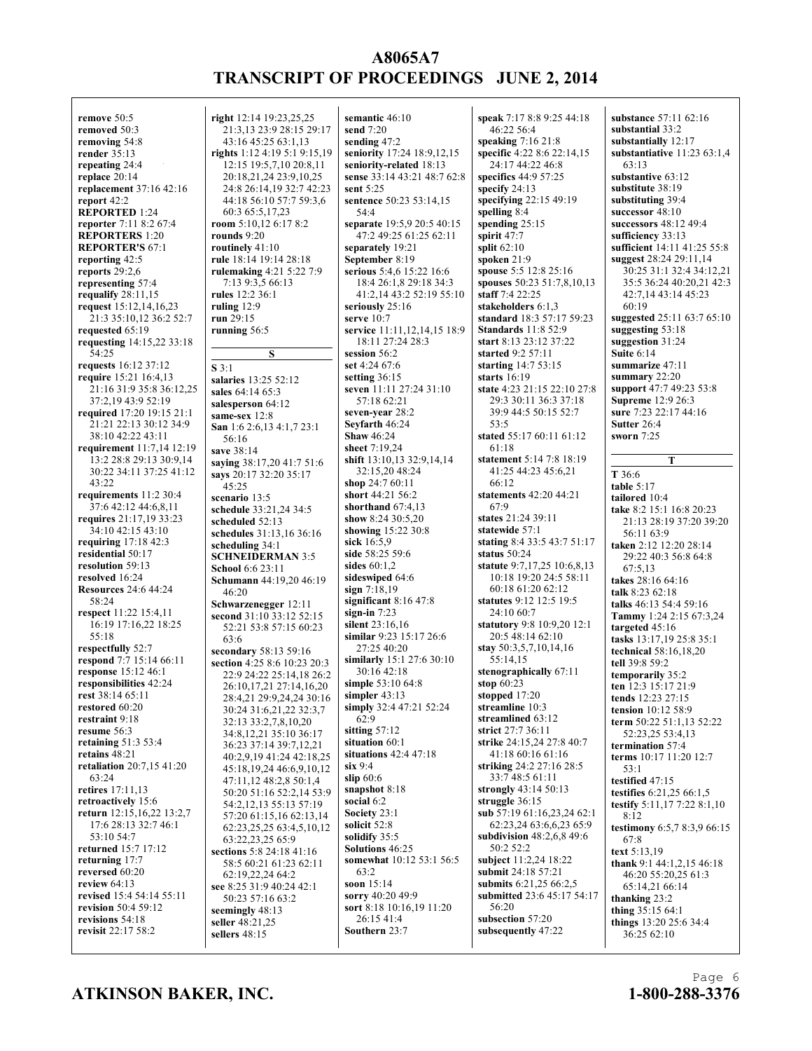**remove** 50:5
**removed** 50:3
**removing** 54:8
**render** 35:13
**repeating** 24:4
**replace** 20:14
**replacement** 37:16 42:16
**report** 42:2
**REPORTED** 1:24
**reporter** 7:11 8:2 67:4
**REPORTERS** 1:20
**REPORTER'S** 67:1
**reporting** 42:5
**reports** 29:2,6
**representing** 57:4
**requalify** 28:11,15
**request** 15:12,14,16,23 21:3 35:10,12 36:2 52:7
**requested** 65:19
**requesting** 14:15,22 33:18 54:25
**requests** 16:12 37:12
**require** 15:21 16:4,13 21:16 31:9 35:8 36:12,25 37:2,19 43:9 52:19
**required** 17:20 19:15 21:1 21:21 22:13 30:12 34:9 38:10 42:22 43:11
**requirement** 11:7,14 12:19 13:2 28:8 29:13 30:9,14 30:22 34:11 37:25 41:12 43:22
**requirements** 11:2 30:4 37:6 42:12 44:6,8,11
**requires** 21:17,19 33:23 34:10 42:15 43:10
**requiring** 17:18 42:3
**residential** 50:17
**resolution** 59:13
**resolved** 16:24
**Resources** 24:6 44:24 58:24
**respect** 11:22 15:4,11 16:19 17:16,22 18:25 55:18
**respectfully** 52:7
**respond** 7:7 15:14 66:11
**response** 15:12 46:1
**responsibilities** 42:24
**rest** 38:14 65:11
**restored** 60:20
**restraint** 9:18
**resume** 56:3
**retaining** 51:3 53:4
**retains** 48:21
**retaliation** 20:7,15 41:20 63:24
**retires** 17:11,13
**retroactively** 15:6
**return** 12:15,16,22 13:2,7 17:6 28:13 32:7 46:1 53:10 54:7
**returned** 15:7 17:12
**returning** 17:7
**reversed** 60:20
**review** 64:13
**revised** 15:4 54:14 55:11
**revision** 50:4 59:12
**revisions** 54:18
**revisit** 22:17 58:2
**right** 12:14 19:23,25,25 21:3,13 23:9 28:15 29:17 43:16 45:25 63:1,13
**rights** 1:12 4:19 5:1 9:15,19 12:15 19:5,7,10 20:8,11 20:18,21,24 23:9,10,25 24:8 26:14,19 32:7 42:23 44:18 56:10 57:7 59:3,6 60:3 65:5,17,23
**room** 5:10,12 6:17 8:2
**rounds** 9:20
**routinely** 41:10
**rule** 18:14 19:14 28:18
**rulemaking** 4:21 5:22 7:9 7:13 9:3,5 66:13
**rules** 12:2 36:1
**ruling** 12:9
**run** 29:15
**running** 56:5

**S**

**S** 3:1
**salaries** 13:25 52:12
**sales** 64:14 65:3
**salesperson** 64:12
**same-sex** 12:8
**San** 1:6 2:6,13 4:1,7 23:1 56:16
**save** 38:14
**saying** 38:17,20 41:7 51:6
**says** 20:17 32:20 35:17 45:25
**scenario** 13:5
**schedule** 33:21,24 34:5
**scheduled** 52:13
**schedules** 31:13,16 36:16
**scheduling** 34:1
**SCHNEIDERMAN** 3:5
**School** 6:6 23:11
**Schumann** 44:19,20 46:19 46:20
**Schwarzenegger** 12:11
**second** 31:10 33:12 52:15 52:21 53:8 57:15 60:23 63:6
**secondary** 58:13 59:16
**section** 4:25 8:6 10:23 20:3 22:9 24:22 25:14,18 26:2 26:10,17,21 27:14,16,20 28:4,21 29:9,24,24 30:16 30:24 31:6,21,22 32:3,7 32:13 33:2,7,8,10,20 34:8,12,21 35:10 36:17 36:23 37:14 39:7,12,21 40:2,9,19 41:24 42:18,25 45:18,19,24 46:6,9,10,12 47:11,12 48:2,8 50:1,4 50:20 51:16 52:2,14 53:9 54:2,12,13 55:13 57:19 57:20 61:15,16 62:13,14 62:23,25,25 63:4,5,10,12 63:22,23,25 65:9
**sections** 5:8 24:18 41:16 58:5 60:21 61:23 62:11 62:19,22,24 64:2
**see** 8:25 31:9 40:24 42:1 50:23 57:16 63:2
**seemingly** 48:13
**seller** 48:21,25
**sellers** 48:15
**semantic** 46:10
**send** 7:20
**sending** 47:2
**seniority** 17:24 18:9,12,15
**seniority-related** 18:13
**sense** 33:14 43:21 48:7 62:8
**sent** 5:25
**sentence** 50:23 53:14,15 54:4
**separate** 19:5,9 20:5 40:15 47:2 49:25 61:25 62:11
**separately** 19:21
**September** 8:19
**serious** 5:4,6 15:22 16:6 18:4 26:1,8 29:18 34:3 41:2,14 43:2 52:19 55:10
**seriously** 25:16
**serve** 10:7
**service** 11:11,12,14,15 18:9 18:11 27:24 28:3
**session** 56:2
**set** 4:24 67:6
**setting** 36:15
**seven** 11:11 27:24 31:10 57:18 62:21
**seven-year** 28:2
**Seyfarth** 46:24
**Shaw** 46:24
**sheet** 7:19,24
**shift** 13:10,13 32:9,14,14 32:15,20 48:24
**shop** 24:7 60:11
**short** 44:21 56:2
**shorthand** 67:4,13
**show** 8:24 30:5,20
**showing** 15:22 30:8
**sick** 16:5,9
**side** 58:25 59:6
**sides** 60:1,2
**sideswiped** 64:6
**sign** 7:18,19
**significant** 8:16 47:8
**sign-in** 7:23
**silent** 23:16,16
**similar** 9:23 15:17 26:6 27:25 40:20
**similarly** 15:1 27:6 30:10 30:16 42:18
**simple** 53:10 64:8
**simpler** 43:13
**simply** 32:4 47:21 52:24 62:9
**sitting** 57:12
**situation** 60:1
**situations** 42:4 47:18
**six** 9:4
**slip** 60:6
**snapshot** 8:18
**social** 6:2
**Society** 23:1
**solicit** 52:8
**solidify** 35:5
**Solutions** 46:25
**somewhat** 10:12 53:1 56:5 63:2
**soon** 15:14
**sorry** 40:20 49:9
**sort** 8:18 10:16,19 11:20 26:15 41:4
**Southern** 23:7
**speak** 7:17 8:8 9:25 44:18 46:22 56:4
**speaking** 7:16 21:8
**specific** 4:22 8:6 22:14,15 24:17 44:22 46:8
**specifics** 44:9 57:25
**specify** 24:13
**specifying** 22:15 49:19
**spelling** 8:4
**spending** 25:15
**spirit** 47:7
**split** 62:10
**spoken** 21:9
**spouse** 5:5 12:8 25:16
**spouses** 50:23 51:7,8,10,13
**staff** 7:4 22:25
**stakeholders** 6:1,3
**standard** 18:3 57:17 59:23
**Standards** 11:8 52:9
**start** 8:13 23:12 37:22
**started** 9:2 57:11
**starting** 14:7 53:15
**starts** 16:19
**state** 4:23 21:15 22:10 27:8 29:3 30:11 36:3 37:18 39:9 44:5 50:15 52:7 53:5
**stated** 55:17 60:11 61:12 61:18
**statement** 5:14 7:8 18:19 41:25 44:23 45:6,21 66:12
**statements** 42:20 44:21 67:9
**states** 21:24 39:11
**statewide** 57:1
**stating** 8:4 33:5 43:7 51:17
**status** 50:24
**statute** 9:7,17,25 10:6,8,13 10:18 19:20 24:5 58:11 60:18 61:20 62:12
**statutes** 9:12 12:5 19:5 24:10 60:7
**statutory** 9:8 10:9,20 12:1 20:5 48:14 62:10
**stay** 50:3,5,7,10,14,16 55:14,15
**stenographically** 67:11
**stop** 60:23
**stopped** 17:20
**streamline** 10:3
**streamlined** 63:12
**strict** 27:7 36:11
**strike** 24:15,24 27:8 40:7 41:18 60:16 61:16
**striking** 24:2 27:16 28:5 33:7 48:5 61:11
**strongly** 43:14 50:13
**struggle** 36:15
**sub** 57:19 61:16,23,24 62:1 62:23,24 63:6,6,23 65:9
**subdivision** 48:2,6,8 49:6 50:2 52:2
**subject** 11:2,24 18:22
**submit** 24:18 57:21
**submits** 6:21,25 66:2,5
**submitted** 23:6 45:17 54:17 56:20
**subsection** 57:20
**subsequently** 47:22
**substance** 57:11 62:16
**substantial** 33:2
**substantially** 12:17
**substantiative** 11:23 63:1,4 63:13
**substantive** 63:12
**substitute** 38:19
**substituting** 39:4
**successor** 48:10
**successors** 48:12 49:4
**sufficiency** 33:13
**sufficient** 14:11 41:25 55:8
**suggest** 28:24 29:11,14 30:25 31:1 32:4 34:12,21 35:5 36:24 40:20,21 42:3 42:7,14 43:14 45:23 60:19
**suggested** 25:11 63:7 65:10
**suggesting** 53:18
**suggestion** 31:24
**Suite** 6:14
**summarize** 47:11
**summary** 22:20
**support** 47:7 49:23 53:8
**Supreme** 12:9 26:3
**sure** 7:23 22:17 44:16
**Sutter** 26:4
**sworn** 7:25

**T**

**T** 36:6
**table** 5:17
**tailored** 10:4
**take** 8:2 15:1 16:8 20:23 21:13 28:19 37:20 39:20 56:11 63:9
**taken** 2:12 12:20 28:14 29:22 40:3 56:8 64:8 67:5,13
**takes** 28:16 64:16
**talk** 8:23 62:18
**talks** 46:13 54:4 59:16
**Tammy** 1:24 2:15 67:3,24
**targeted** 45:16
**tasks** 13:17,19 25:8 35:1
**technical** 58:16,18,20
**tell** 39:8 59:2
**temporarily** 35:2
**ten** 12:3 15:17 21:9
**tends** 12:23 27:15
**tension** 10:12 58:9
**term** 50:22 51:1,13 52:22 52:23,25 53:4,13
**termination** 57:4
**terms** 10:17 11:20 12:7 53:1
**testified** 47:15
**testifies** 6:21,25 66:1,5
**testify** 5:11,17 7:22 8:1,10 8:12
**testimony** 6:5,7 8:3,9 66:15 67:8
**text** 5:13,19
**thank** 9:1 44:1,2,15 46:18 46:20 55:20,25 61:3 65:14,21 66:14
**thanking** 23:2
**thing** 35:15 64:1
**things** 13:20 25:6 34:4 36:25 62:10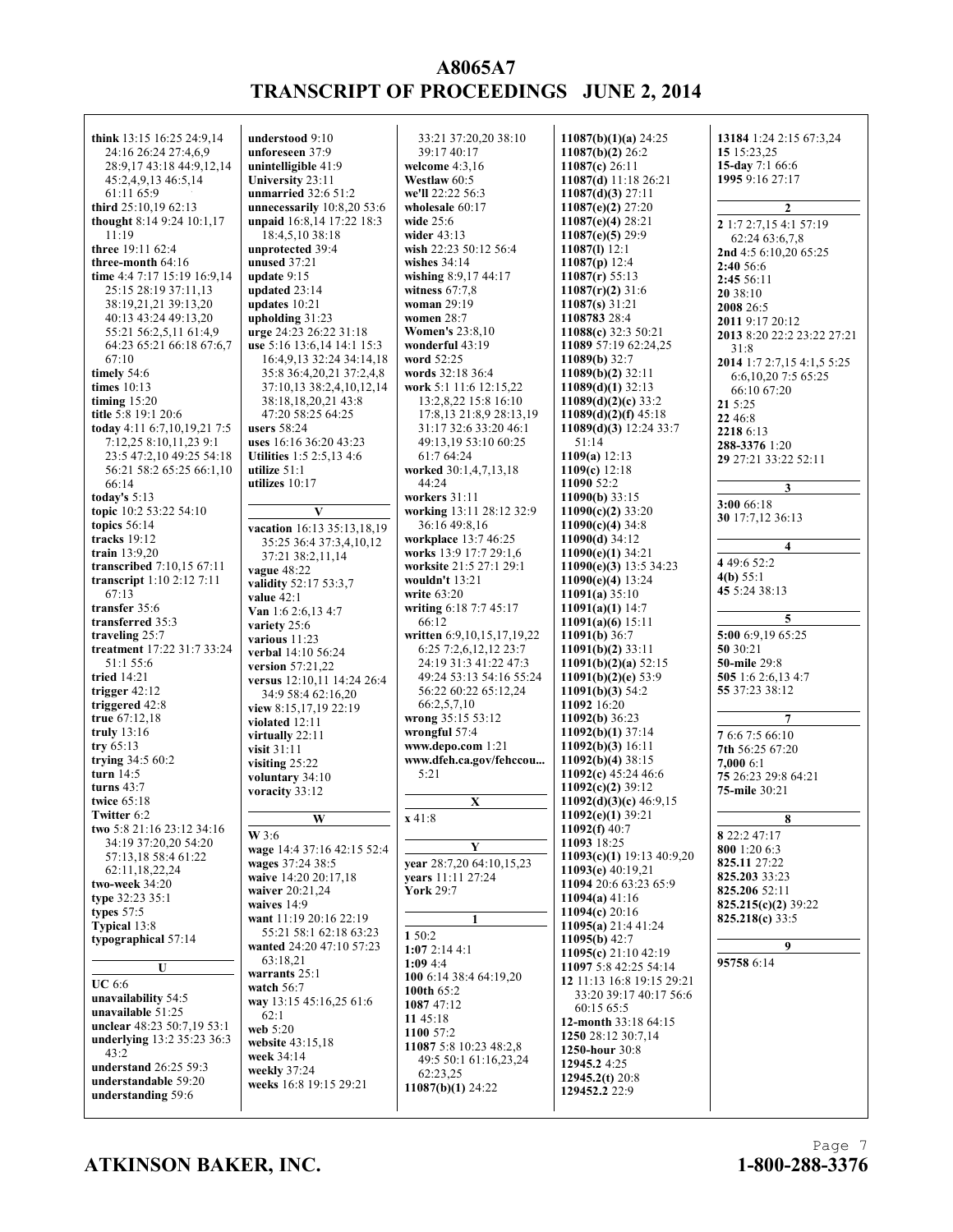# A8065A7

# TRANSCRIPT OF PROCEEDINGS JUNE 2, 2014

**think** 13:15 16:25 24:9,14 24:16 26:24 27:4,6,9 28:9,17 43:18 44:9,12,14 45:2,4,9,13 46:5,14 61:11 65:9
**third** 25:10,19 62:13
**thought** 8:14 9:24 10:1,17 11:19
**three** 19:11 62:4
**three-month** 64:16
**time** 4:4 7:17 15:19 16:9,14 25:15 28:19 37:11,13 38:19,21,21 39:13,20 40:13 43:24 49:13,20 55:21 56:2,5,11 61:4,9 64:23 65:21 66:18 67:6,7 67:10
**timely** 54:6
**times** 10:13
**timing** 15:20
**title** 5:8 19:1 20:6
**today** 4:11 6:7,10,19,21 7:5 7:12,25 8:10,11,23 9:1 23:5 47:2,10 49:25 54:18 56:21 58:2 65:25 66:1,10 66:14
**today's** 5:13
**topic** 10:2 53:22 54:10
**topics** 56:14
**tracks** 19:12
**train** 13:9,20
**transcribed** 7:10,15 67:11
**transcript** 1:10 2:12 7:11 67:13
**transfer** 35:6
**transferred** 35:3
**traveling** 25:7
**treatment** 17:22 31:7 33:24 51:1 55:6
**tried** 14:21
**trigger** 42:12
**triggered** 42:8
**true** 67:12,18
**truly** 13:16
**try** 65:13
**trying** 34:5 60:2
**turn** 14:5
**turns** 43:7
**twice** 65:18
**Twitter** 6:2
**two** 5:8 21:16 23:12 34:16 34:19 37:20,20 54:20 57:13,18 58:4 61:22 62:11,18,22,24
**two-week** 34:20
**type** 32:23 35:1
**types** 57:5
**Typical** 13:8
**typographical** 57:14

## U

**UC** 6:6
**unavailability** 54:5
**unavailable** 51:25
**unclear** 48:23 50:7,19 53:1
**underlying** 13:2 35:23 36:3 43:2
**understand** 26:25 59:3
**understandable** 59:20
**understanding** 59:6
**understood** 9:10
**unforeseen** 37:9
**unintelligible** 41:9
**University** 23:11
**unmarried** 32:6 51:2
**unnecessarily** 10:8,20 53:6
**unpaid** 16:8,14 17:22 18:3 18:4,5,10 38:18
**unprotected** 39:4
**unused** 37:21
**update** 9:15
**updated** 23:14
**updates** 10:21
**upholding** 31:23
**urge** 24:23 26:22 31:18
**use** 5:16 13:6,14 14:1 15:3 16:4,9,13 32:24 34:14,18 35:8 36:4,20,21 37:2,4,8 37:10,13 38:2,4,10,12,14 38:18,18,20,21 43:8 47:20 58:25 64:25
**users** 58:24
**uses** 16:16 36:20 43:23
**Utilities** 1:5 2:5,13 4:6
**utilize** 51:1
**utilizes** 10:17

## V

**vacation** 16:13 35:13,18,19 35:25 36:4 37:3,4,10,12 37:21 38:2,11,14
**vague** 48:22
**validity** 52:17 53:3,7
**value** 42:1
**Van** 1:6 2:6,13 4:7
**variety** 25:6
**various** 11:23
**verbal** 14:10 56:24
**version** 57:21,22
**versus** 12:10,11 14:24 26:4 34:9 58:4 62:16,20
**view** 8:15,17,19 22:19
**violated** 12:11
**virtually** 22:11
**visit** 31:11
**visiting** 25:22
**voluntary** 34:10
**voracity** 33:12

## W

**W** 3:6
**wage** 14:4 37:16 42:15 52:4
**wages** 37:24 38:5
**waive** 14:20 20:17,18
**waiver** 20:21,24
**waives** 14:9
**want** 11:19 20:16 22:19 55:21 58:1 62:18 63:23
**wanted** 24:20 47:10 57:23 63:18,21
**warrants** 25:1
**watch** 56:7
**way** 13:15 45:16,25 61:6 62:1
**web** 5:20
**website** 43:15,18
**week** 34:14
**weekly** 37:24
**weeks** 16:8 19:15 29:21 33:21 37:20,20 38:10 39:17 40:17
**welcome** 4:3,16
**Westlaw** 60:5
**we'll** 22:22 56:3
**wholesale** 60:17
**wide** 25:6
**wider** 43:13
**wish** 22:23 50:12 56:4
**wishes** 34:14
**wishing** 8:9,17 44:17
**witness** 67:7,8
**woman** 29:19
**women** 28:7
**Women's** 23:8,10
**wonderful** 43:19
**word** 52:25
**words** 32:18 36:4
**work** 5:1 11:6 12:15,22 13:2,8,22 15:8 16:10 17:8,13 21:8,9 28:13,19 31:17 32:6 33:20 46:1 49:13,19 53:10 60:25 61:7 64:24
**worked** 30:1,4,7,13,18 44:24
**workers** 31:11
**working** 13:11 28:12 32:9 36:16 49:8,16
**workplace** 13:7 46:25
**works** 13:9 17:7 29:1,6
**worksite** 21:5 27:1 29:1
**wouldn't** 13:21
**write** 63:20
**writing** 6:18 7:7 45:17 66:12
**written** 6:9,10,15,17,19,22 6:25 7:2,6,12,12 23:7 24:19 31:3 41:22 47:3 49:24 53:13 54:16 55:24 56:22 60:22 65:12,24 66:2,5,7,10
**wrong** 35:15 53:12
**wrongful** 57:4
**www.depo.com** 1:21
**www.dfeh.ca.gov/fehccou...** 5:21

## X

**x** 41:8

## Y

**year** 28:7,20 64:10,15,23
**years** 11:11 27:24
**York** 29:7

## 1

**1** 50:2
**1:07** 2:14 4:1
**1:09** 4:4
**100** 6:14 38:4 64:19,20
**100th** 65:2
**1087** 47:12
**11** 45:18
**1100** 57:2
**11087** 5:8 10:23 48:2,8 49:5 50:1 61:16,23,24 62:23,25
**11087(b)(1)** 24:22
**11087(b)(1)(a)** 24:25
**11087(b)(2)** 26:2
**11087(c)** 26:11
**11087(d)** 11:18 26:21
**11087(d)(3)** 27:11
**11087(e)(2)** 27:20
**11087(e)(4)** 28:21
**11087(e)(5)** 29:9
**11087(l)** 12:1
**11087(p)** 12:4
**11087(r)** 55:13
**11087(r)(2)** 31:6
**11087(s)** 31:21
**1108783** 28:4
**11088(c)** 32:3 50:21
**11089** 57:19 62:24,25
**11089(b)** 32:7
**11089(b)(2)** 32:11
**11089(d)(1)** 32:13
**11089(d)(2)(c)** 33:2
**11089(d)(2)(f)** 45:18
**11089(d)(3)** 12:24 33:7 51:14
**1109(a)** 12:13
**1109(c)** 12:18
**11090** 52:2
**11090(b)** 33:15
**11090(c)(2)** 33:20
**11090(c)(4)** 34:8
**11090(d)** 34:12
**11090(e)(1)** 34:21
**11090(e)(3)** 13:5 34:23
**11090(e)(4)** 13:24
**11091(a)** 35:10
**11091(a)(1)** 14:7
**11091(a)(6)** 15:11
**11091(b)** 36:7
**11091(b)(2)** 33:11
**11091(b)(2)(a)** 52:15
**11091(b)(2)(e)** 53:9
**11091(b)(3)** 54:2
**11092** 16:20
**11092(b)** 36:23
**11092(b)(1)** 37:14
**11092(b)(3)** 16:11
**11092(b)(4)** 38:15
**11092(c)** 45:24 46:6
**11092(c)(2)** 39:12
**11092(d)(3)(c)** 46:9,15
**11092(e)(1)** 39:21
**11092(f)** 40:7
**11093** 18:25
**11093(c)(1)** 19:13 40:9,20
**11093(e)** 40:19,21
**11094** 20:6 63:23 65:9
**11094(a)** 41:16
**11094(c)** 20:16
**11095(a)** 21:4 41:24
**11095(b)** 42:7
**11095(c)** 21:10 42:19
**11097** 5:8 42:25 54:14
**12** 11:13 16:8 19:15 29:21 33:20 39:17 40:17 56:7 60:15 65:5
**12-month** 33:18 64:15
**1250** 28:12 30:7,14
**1250-hour** 30:8
**12945.2** 4:25
**12945.2(t)** 20:8
**129452.2** 22:9
**13184** 1:24 2:15 67:3,24
**15** 15:23,25
**15-day** 7:1 66:6
**1995** 9:16 27:17

## 2

**2** 1:7 2:7,15 4:1 57:19 62:24 63:6,7,8
**2nd** 4:5 6:10,20 65:25
**2:40** 56:6
**2:45** 56:11
**20** 38:10
**2008** 26:5
**2011** 9:17 20:12
**2013** 8:20 22:2 23:22 27:21 31:8
**2014** 1:7 2:7,15 4:1,5 5:25 6:6,10,20 7:5 65:25 66:10 67:20
**21** 5:25
**22** 46:8
**2218** 6:13
**288-3376** 1:20
**29** 27:21 33:22 52:11

## 3

**3:00** 66:18
**30** 17:7,12 36:13

## 4

**4** 49:6 52:2
**4(b)** 55:1
**45** 5:24 38:13

## 5

**5:00** 6:9,19 65:25
**50** 30:21
**50-mile** 29:8
**505** 1:6 2:6,13 4:7
**55** 37:23 38:12

## 7

**7** 6:6 7:5 66:10
**7th** 56:25 67:20
**7,000** 6:1
**75** 26:23 29:8 64:21
**75-mile** 30:21

## 8

**8** 22:2 47:17
**800** 1:20 6:3
**825.11** 27:22
**825.203** 33:23
**825.206** 52:11
**825.215(c)(2)** 39:22
**825.218(c)** 33:5

## 9

**95758** 6:14

ATKINSON BAKER, INC. 1-800-288-3376